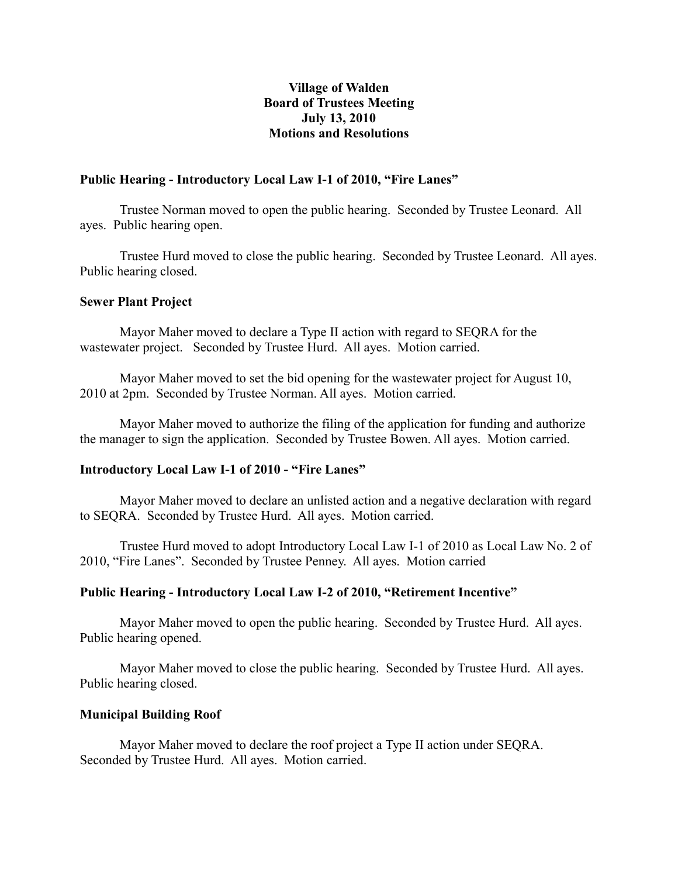**Village of Walden**
**Board of Trustees Meeting**
**July 13, 2010**
**Motions and Resolutions**

### Public Hearing - Introductory Local Law I-1 of 2010, "Fire Lanes"

Trustee Norman moved to open the public hearing. Seconded by Trustee Leonard. All ayes. Public hearing open.

Trustee Hurd moved to close the public hearing. Seconded by Trustee Leonard. All ayes. Public hearing closed.

### Sewer Plant Project

Mayor Maher moved to declare a Type II action with regard to SEQRA for the wastewater project. Seconded by Trustee Hurd. All ayes. Motion carried.

Mayor Maher moved to set the bid opening for the wastewater project for August 10, 2010 at 2pm. Seconded by Trustee Norman. All ayes. Motion carried.

Mayor Maher moved to authorize the filing of the application for funding and authorize the manager to sign the application. Seconded by Trustee Bowen. All ayes. Motion carried.

### Introductory Local Law I-1 of 2010 - "Fire Lanes"

Mayor Maher moved to declare an unlisted action and a negative declaration with regard to SEQRA. Seconded by Trustee Hurd. All ayes. Motion carried.

Trustee Hurd moved to adopt Introductory Local Law I-1 of 2010 as Local Law No. 2 of 2010, "Fire Lanes". Seconded by Trustee Penney. All ayes. Motion carried

### Public Hearing - Introductory Local Law I-2 of 2010, "Retirement Incentive"

Mayor Maher moved to open the public hearing. Seconded by Trustee Hurd. All ayes. Public hearing opened.

Mayor Maher moved to close the public hearing. Seconded by Trustee Hurd. All ayes. Public hearing closed.

### Municipal Building Roof

Mayor Maher moved to declare the roof project a Type II action under SEQRA. Seconded by Trustee Hurd. All ayes. Motion carried.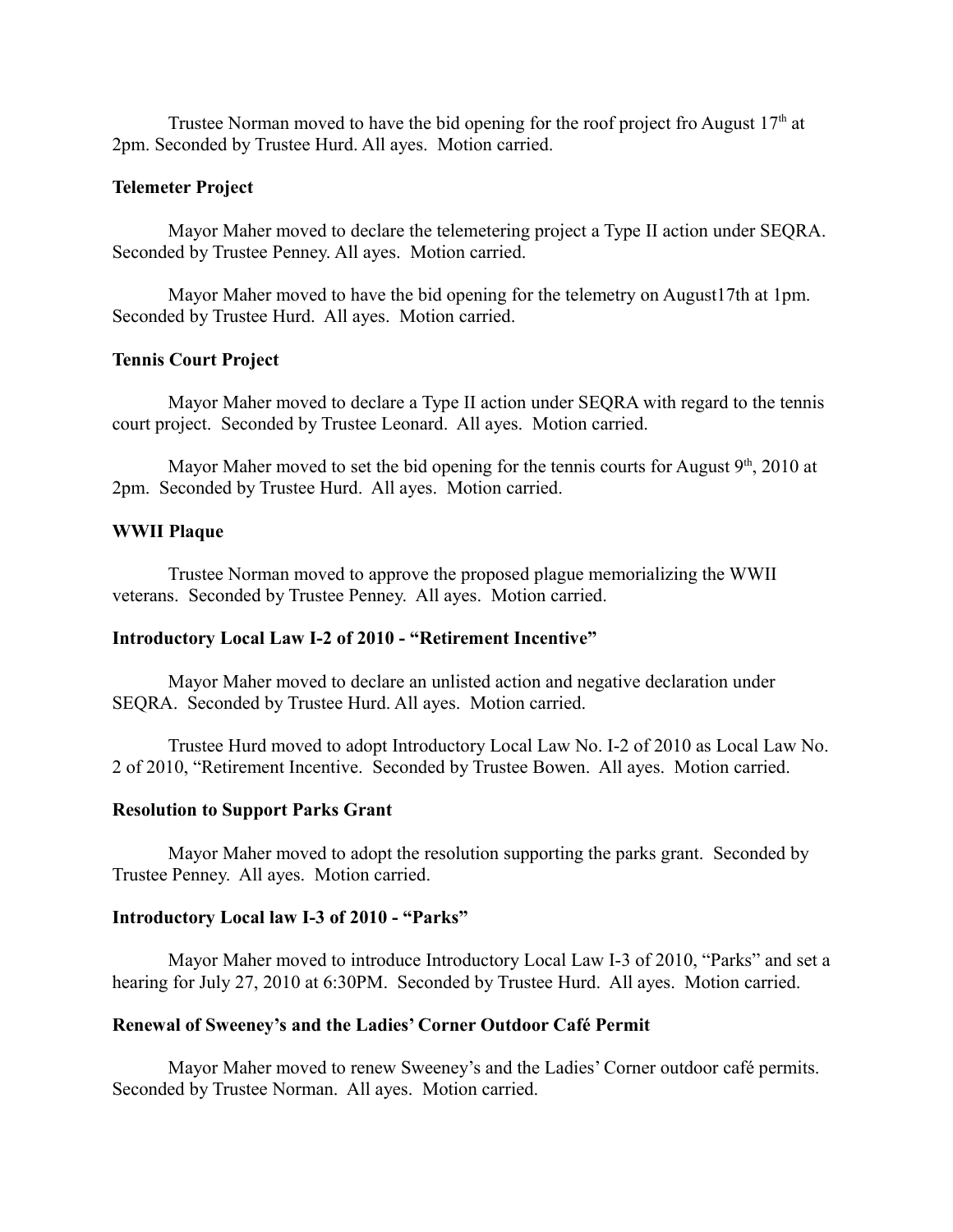Trustee Norman moved to have the bid opening for the roof project fro August 17th at 2pm. Seconded by Trustee Hurd. All ayes. Motion carried.

**Telemeter Project**

Mayor Maher moved to declare the telemetering project a Type II action under SEQRA. Seconded by Trustee Penney. All ayes. Motion carried.

Mayor Maher moved to have the bid opening for the telemetry on August17th at 1pm. Seconded by Trustee Hurd. All ayes. Motion carried.

**Tennis Court Project**

Mayor Maher moved to declare a Type II action under SEQRA with regard to the tennis court project. Seconded by Trustee Leonard. All ayes. Motion carried.

Mayor Maher moved to set the bid opening for the tennis courts for August 9th, 2010 at 2pm. Seconded by Trustee Hurd. All ayes. Motion carried.

**WWII Plaque**

Trustee Norman moved to approve the proposed plague memorializing the WWII veterans. Seconded by Trustee Penney. All ayes. Motion carried.

**Introductory Local Law I-2 of 2010 - "Retirement Incentive"**

Mayor Maher moved to declare an unlisted action and negative declaration under SEQRA. Seconded by Trustee Hurd. All ayes. Motion carried.

Trustee Hurd moved to adopt Introductory Local Law No. I-2 of 2010 as Local Law No. 2 of 2010, "Retirement Incentive. Seconded by Trustee Bowen. All ayes. Motion carried.

**Resolution to Support Parks Grant**

Mayor Maher moved to adopt the resolution supporting the parks grant. Seconded by Trustee Penney. All ayes. Motion carried.

**Introductory Local law I-3 of 2010 - "Parks"**

Mayor Maher moved to introduce Introductory Local Law I-3 of 2010, "Parks" and set a hearing for July 27, 2010 at 6:30PM. Seconded by Trustee Hurd. All ayes. Motion carried.

**Renewal of Sweeney's and the Ladies' Corner Outdoor Café Permit**

Mayor Maher moved to renew Sweeney's and the Ladies' Corner outdoor café permits. Seconded by Trustee Norman. All ayes. Motion carried.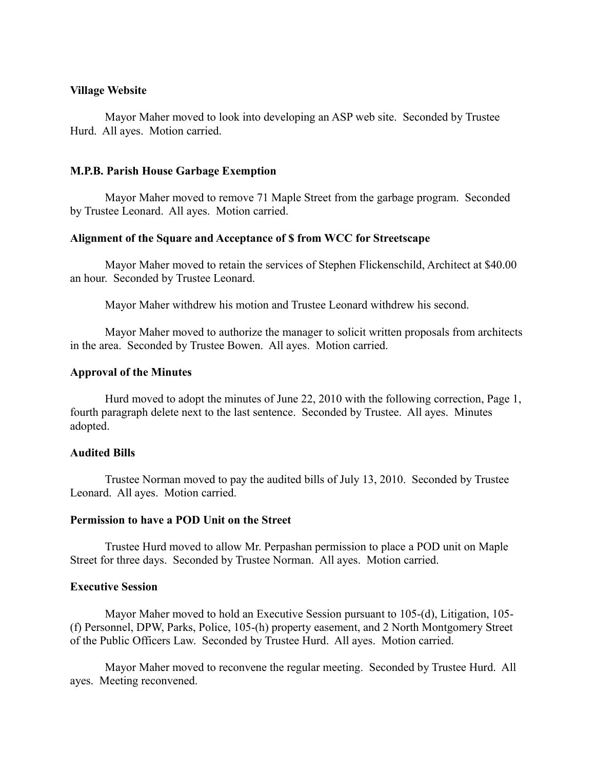**Village Website**

Mayor Maher moved to look into developing an ASP web site. Seconded by Trustee Hurd. All ayes. Motion carried.

**M.P.B. Parish House Garbage Exemption**

Mayor Maher moved to remove 71 Maple Street from the garbage program. Seconded by Trustee Leonard. All ayes. Motion carried.

**Alignment of the Square and Acceptance of $ from WCC for Streetscape**

Mayor Maher moved to retain the services of Stephen Flickenschild, Architect at $40.00 an hour. Seconded by Trustee Leonard.

Mayor Maher withdrew his motion and Trustee Leonard withdrew his second.

Mayor Maher moved to authorize the manager to solicit written proposals from architects in the area. Seconded by Trustee Bowen. All ayes. Motion carried.

**Approval of the Minutes**

Hurd moved to adopt the minutes of June 22, 2010 with the following correction, Page 1, fourth paragraph delete next to the last sentence. Seconded by Trustee. All ayes. Minutes adopted.

**Audited Bills**

Trustee Norman moved to pay the audited bills of July 13, 2010. Seconded by Trustee Leonard. All ayes. Motion carried.

**Permission to have a POD Unit on the Street**

Trustee Hurd moved to allow Mr. Perpashan permission to place a POD unit on Maple Street for three days. Seconded by Trustee Norman. All ayes. Motion carried.

**Executive Session**

Mayor Maher moved to hold an Executive Session pursuant to 105-(d), Litigation, 105-(f) Personnel, DPW, Parks, Police, 105-(h) property easement, and 2 North Montgomery Street of the Public Officers Law. Seconded by Trustee Hurd. All ayes. Motion carried.

Mayor Maher moved to reconvene the regular meeting. Seconded by Trustee Hurd. All ayes. Meeting reconvened.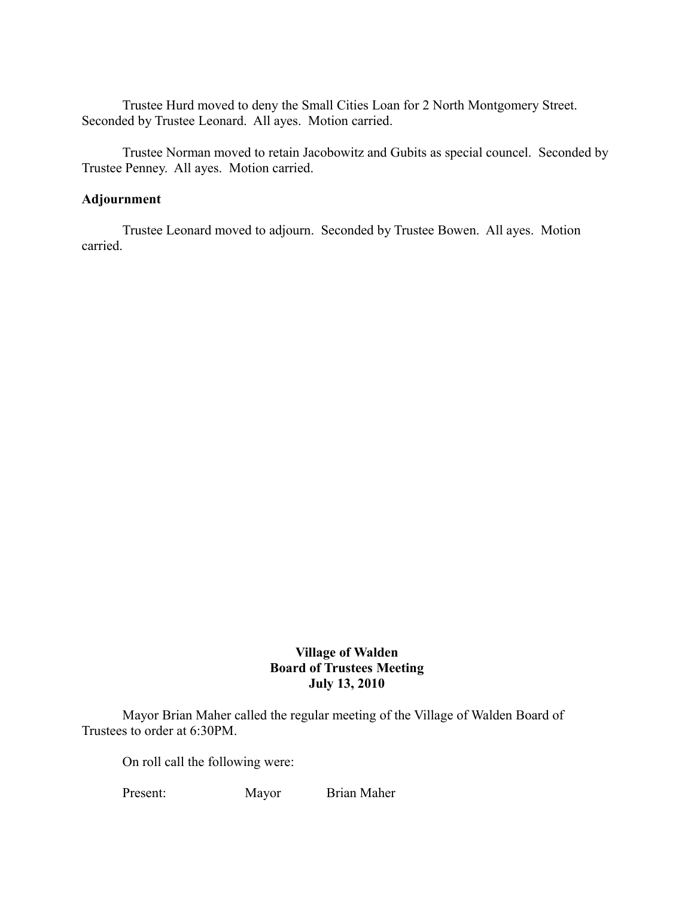Trustee Hurd moved to deny the Small Cities Loan for 2 North Montgomery Street. Seconded by Trustee Leonard. All ayes. Motion carried.

Trustee Norman moved to retain Jacobowitz and Gubits as special councel. Seconded by Trustee Penney. All ayes. Motion carried.

**Adjournment**

Trustee Leonard moved to adjourn. Seconded by Trustee Bowen. All ayes. Motion carried.

# Village of Walden
## Board of Trustees Meeting
## July 13, 2010

Mayor Brian Maher called the regular meeting of the Village of Walden Board of Trustees to order at 6:30PM.

On roll call the following were:

Present: Mayor Brian Maher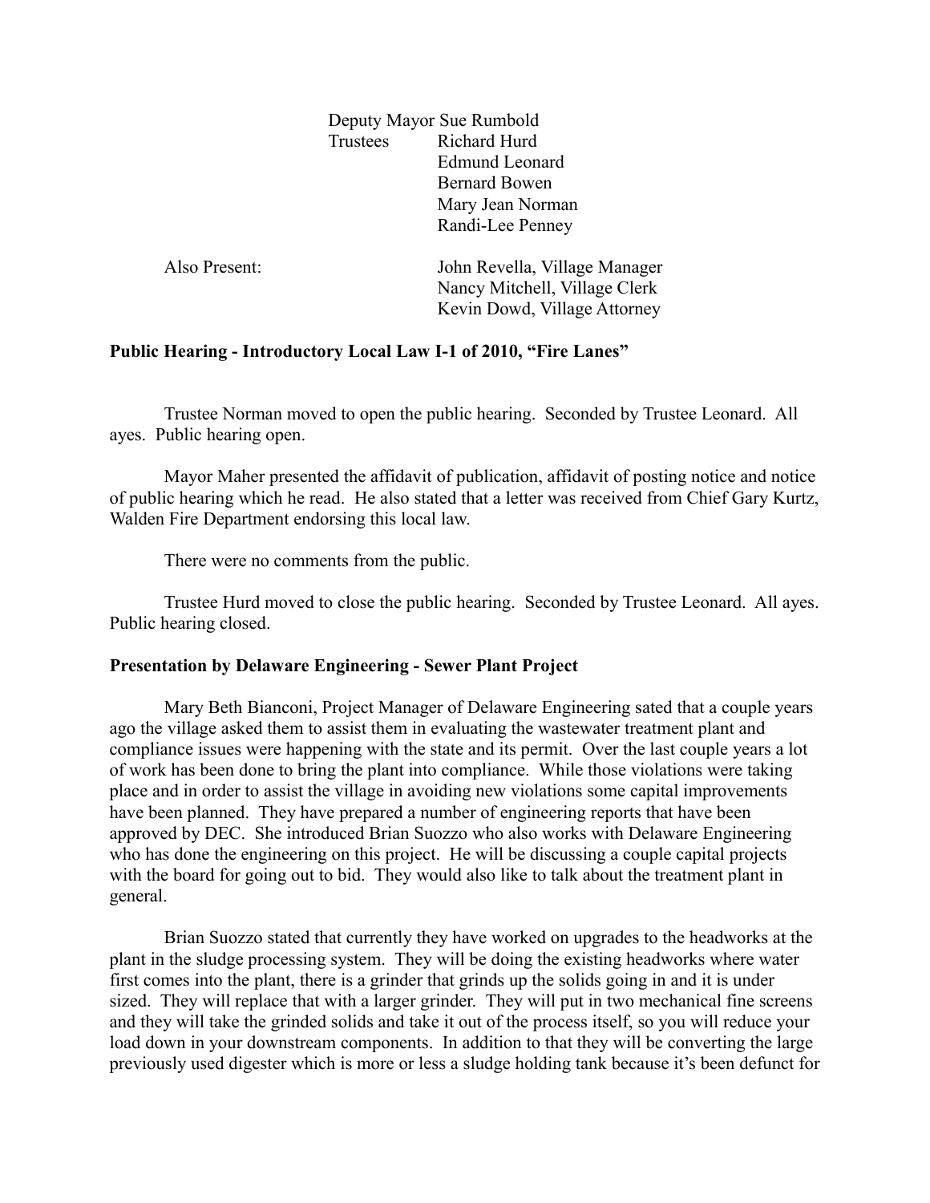Deputy Mayor Sue Rumbold
Trustees Richard Hurd
Edmund Leonard
Bernard Bowen
Mary Jean Norman
Randi-Lee Penney

Also Present: John Revella, Village Manager
Nancy Mitchell, Village Clerk
Kevin Dowd, Village Attorney

**Public Hearing - Introductory Local Law I-1 of 2010, "Fire Lanes"**

Trustee Norman moved to open the public hearing. Seconded by Trustee Leonard. All ayes. Public hearing open.

Mayor Maher presented the affidavit of publication, affidavit of posting notice and notice of public hearing which he read. He also stated that a letter was received from Chief Gary Kurtz, Walden Fire Department endorsing this local law.

There were no comments from the public.

Trustee Hurd moved to close the public hearing. Seconded by Trustee Leonard. All ayes. Public hearing closed.

**Presentation by Delaware Engineering - Sewer Plant Project**

Mary Beth Bianconi, Project Manager of Delaware Engineering sated that a couple years ago the village asked them to assist them in evaluating the wastewater treatment plant and compliance issues were happening with the state and its permit. Over the last couple years a lot of work has been done to bring the plant into compliance. While those violations were taking place and in order to assist the village in avoiding new violations some capital improvements have been planned. They have prepared a number of engineering reports that have been approved by DEC. She introduced Brian Suozzo who also works with Delaware Engineering who has done the engineering on this project. He will be discussing a couple capital projects with the board for going out to bid. They would also like to talk about the treatment plant in general.

Brian Suozzo stated that currently they have worked on upgrades to the headworks at the plant in the sludge processing system. They will be doing the existing headworks where water first comes into the plant, there is a grinder that grinds up the solids going in and it is under sized. They will replace that with a larger grinder. They will put in two mechanical fine screens and they will take the grinded solids and take it out of the process itself, so you will reduce your load down in your downstream components. In addition to that they will be converting the large previously used digester which is more or less a sludge holding tank because it's been defunct for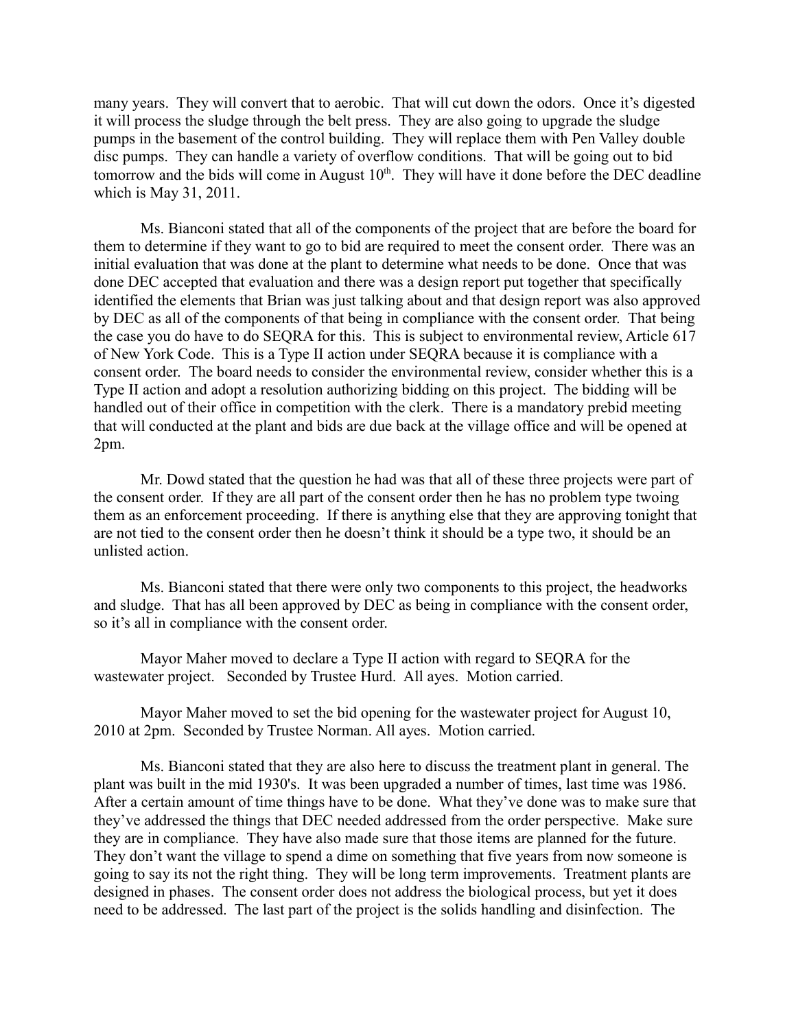many years. They will convert that to aerobic. That will cut down the odors. Once it's digested it will process the sludge through the belt press. They are also going to upgrade the sludge pumps in the basement of the control building. They will replace them with Pen Valley double disc pumps. They can handle a variety of overflow conditions. That will be going out to bid tomorrow and the bids will come in August 10th. They will have it done before the DEC deadline which is May 31, 2011.

Ms. Bianconi stated that all of the components of the project that are before the board for them to determine if they want to go to bid are required to meet the consent order. There was an initial evaluation that was done at the plant to determine what needs to be done. Once that was done DEC accepted that evaluation and there was a design report put together that specifically identified the elements that Brian was just talking about and that design report was also approved by DEC as all of the components of that being in compliance with the consent order. That being the case you do have to do SEQRA for this. This is subject to environmental review, Article 617 of New York Code. This is a Type II action under SEQRA because it is compliance with a consent order. The board needs to consider the environmental review, consider whether this is a Type II action and adopt a resolution authorizing bidding on this project. The bidding will be handled out of their office in competition with the clerk. There is a mandatory prebid meeting that will conducted at the plant and bids are due back at the village office and will be opened at 2pm.

Mr. Dowd stated that the question he had was that all of these three projects were part of the consent order. If they are all part of the consent order then he has no problem type twoing them as an enforcement proceeding. If there is anything else that they are approving tonight that are not tied to the consent order then he doesn't think it should be a type two, it should be an unlisted action.

Ms. Bianconi stated that there were only two components to this project, the headworks and sludge. That has all been approved by DEC as being in compliance with the consent order, so it's all in compliance with the consent order.

Mayor Maher moved to declare a Type II action with regard to SEQRA for the wastewater project. Seconded by Trustee Hurd. All ayes. Motion carried.

Mayor Maher moved to set the bid opening for the wastewater project for August 10, 2010 at 2pm. Seconded by Trustee Norman. All ayes. Motion carried.

Ms. Bianconi stated that they are also here to discuss the treatment plant in general. The plant was built in the mid 1930's. It was been upgraded a number of times, last time was 1986. After a certain amount of time things have to be done. What they've done was to make sure that they've addressed the things that DEC needed addressed from the order perspective. Make sure they are in compliance. They have also made sure that those items are planned for the future. They don't want the village to spend a dime on something that five years from now someone is going to say its not the right thing. They will be long term improvements. Treatment plants are designed in phases. The consent order does not address the biological process, but yet it does need to be addressed. The last part of the project is the solids handling and disinfection. The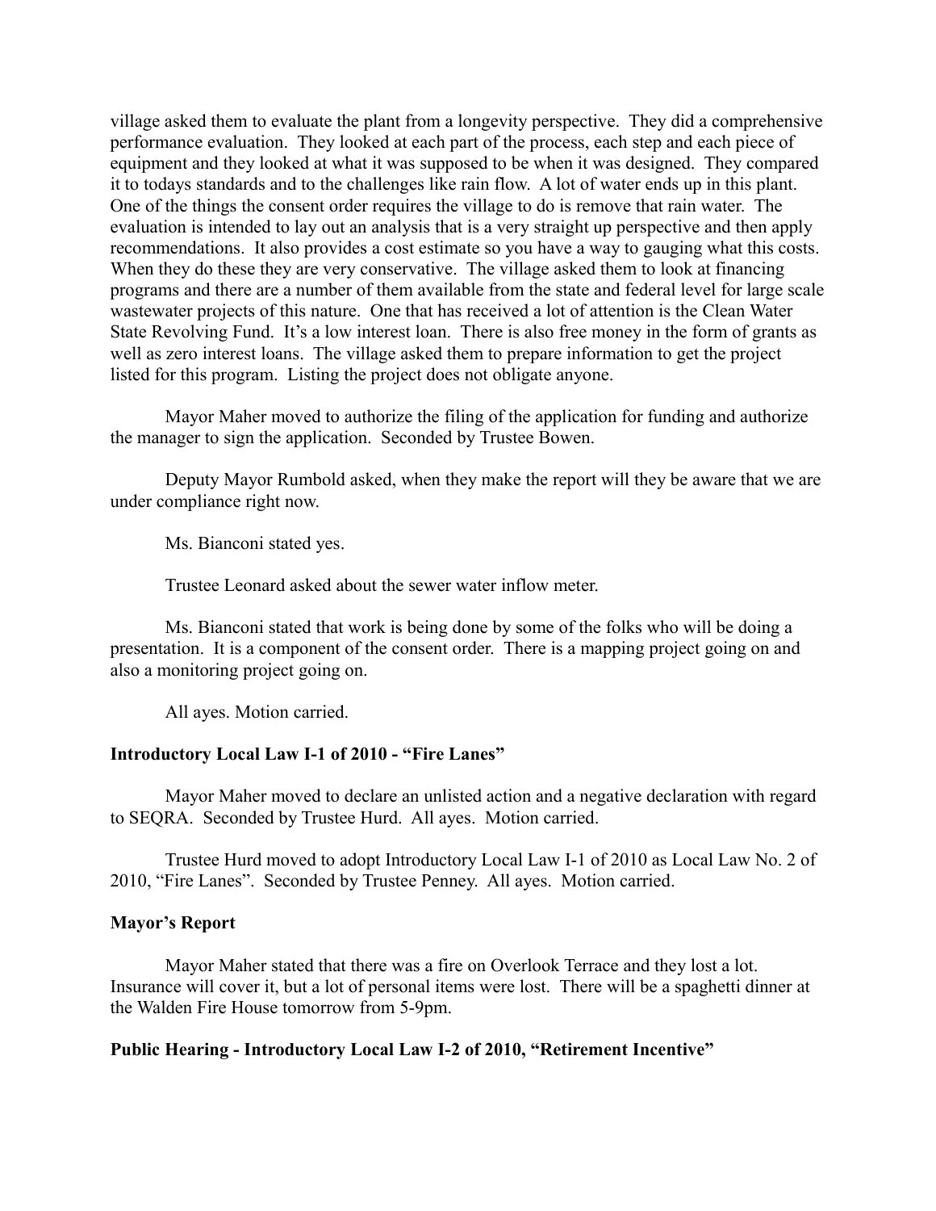village asked them to evaluate the plant from a longevity perspective. They did a comprehensive performance evaluation. They looked at each part of the process, each step and each piece of equipment and they looked at what it was supposed to be when it was designed. They compared it to todays standards and to the challenges like rain flow. A lot of water ends up in this plant. One of the things the consent order requires the village to do is remove that rain water. The evaluation is intended to lay out an analysis that is a very straight up perspective and then apply recommendations. It also provides a cost estimate so you have a way to gauging what this costs. When they do these they are very conservative. The village asked them to look at financing programs and there are a number of them available from the state and federal level for large scale wastewater projects of this nature. One that has received a lot of attention is the Clean Water State Revolving Fund. It's a low interest loan. There is also free money in the form of grants as well as zero interest loans. The village asked them to prepare information to get the project listed for this program. Listing the project does not obligate anyone.

Mayor Maher moved to authorize the filing of the application for funding and authorize the manager to sign the application. Seconded by Trustee Bowen.

Deputy Mayor Rumbold asked, when they make the report will they be aware that we are under compliance right now.

Ms. Bianconi stated yes.

Trustee Leonard asked about the sewer water inflow meter.

Ms. Bianconi stated that work is being done by some of the folks who will be doing a presentation. It is a component of the consent order. There is a mapping project going on and also a monitoring project going on.

All ayes. Motion carried.

**Introductory Local Law I-1 of 2010 - "Fire Lanes"**

Mayor Maher moved to declare an unlisted action and a negative declaration with regard to SEQRA. Seconded by Trustee Hurd. All ayes. Motion carried.

Trustee Hurd moved to adopt Introductory Local Law I-1 of 2010 as Local Law No. 2 of 2010, "Fire Lanes". Seconded by Trustee Penney. All ayes. Motion carried.

**Mayor's Report**

Mayor Maher stated that there was a fire on Overlook Terrace and they lost a lot. Insurance will cover it, but a lot of personal items were lost. There will be a spaghetti dinner at the Walden Fire House tomorrow from 5-9pm.

**Public Hearing - Introductory Local Law I-2 of 2010, "Retirement Incentive"**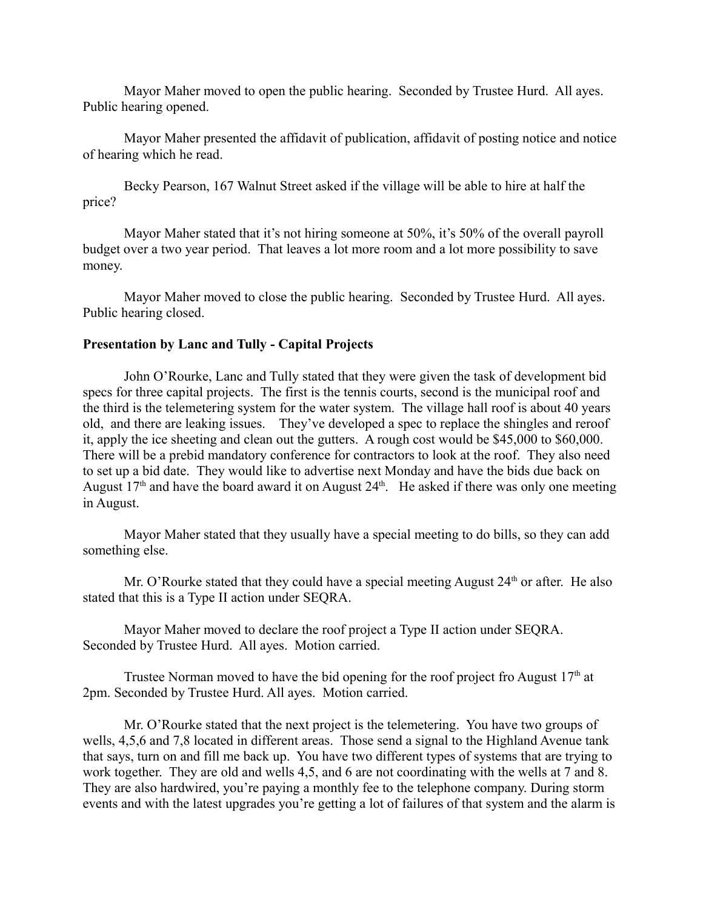Mayor Maher moved to open the public hearing. Seconded by Trustee Hurd. All ayes. Public hearing opened.

Mayor Maher presented the affidavit of publication, affidavit of posting notice and notice of hearing which he read.

Becky Pearson, 167 Walnut Street asked if the village will be able to hire at half the price?

Mayor Maher stated that it's not hiring someone at 50%, it's 50% of the overall payroll budget over a two year period. That leaves a lot more room and a lot more possibility to save money.

Mayor Maher moved to close the public hearing. Seconded by Trustee Hurd. All ayes. Public hearing closed.

**Presentation by Lanc and Tully - Capital Projects**

John O'Rourke, Lanc and Tully stated that they were given the task of development bid specs for three capital projects. The first is the tennis courts, second is the municipal roof and the third is the telemetering system for the water system. The village hall roof is about 40 years old, and there are leaking issues. They've developed a spec to replace the shingles and reroof it, apply the ice sheeting and clean out the gutters. A rough cost would be $45,000 to $60,000. There will be a prebid mandatory conference for contractors to look at the roof. They also need to set up a bid date. They would like to advertise next Monday and have the bids due back on August 17th and have the board award it on August 24th. He asked if there was only one meeting in August.

Mayor Maher stated that they usually have a special meeting to do bills, so they can add something else.

Mr. O'Rourke stated that they could have a special meeting August 24th or after. He also stated that this is a Type II action under SEQRA.

Mayor Maher moved to declare the roof project a Type II action under SEQRA. Seconded by Trustee Hurd. All ayes. Motion carried.

Trustee Norman moved to have the bid opening for the roof project fro August 17th at 2pm. Seconded by Trustee Hurd. All ayes. Motion carried.

Mr. O'Rourke stated that the next project is the telemetering. You have two groups of wells, 4,5,6 and 7,8 located in different areas. Those send a signal to the Highland Avenue tank that says, turn on and fill me back up. You have two different types of systems that are trying to work together. They are old and wells 4,5, and 6 are not coordinating with the wells at 7 and 8. They are also hardwired, you're paying a monthly fee to the telephone company. During storm events and with the latest upgrades you're getting a lot of failures of that system and the alarm is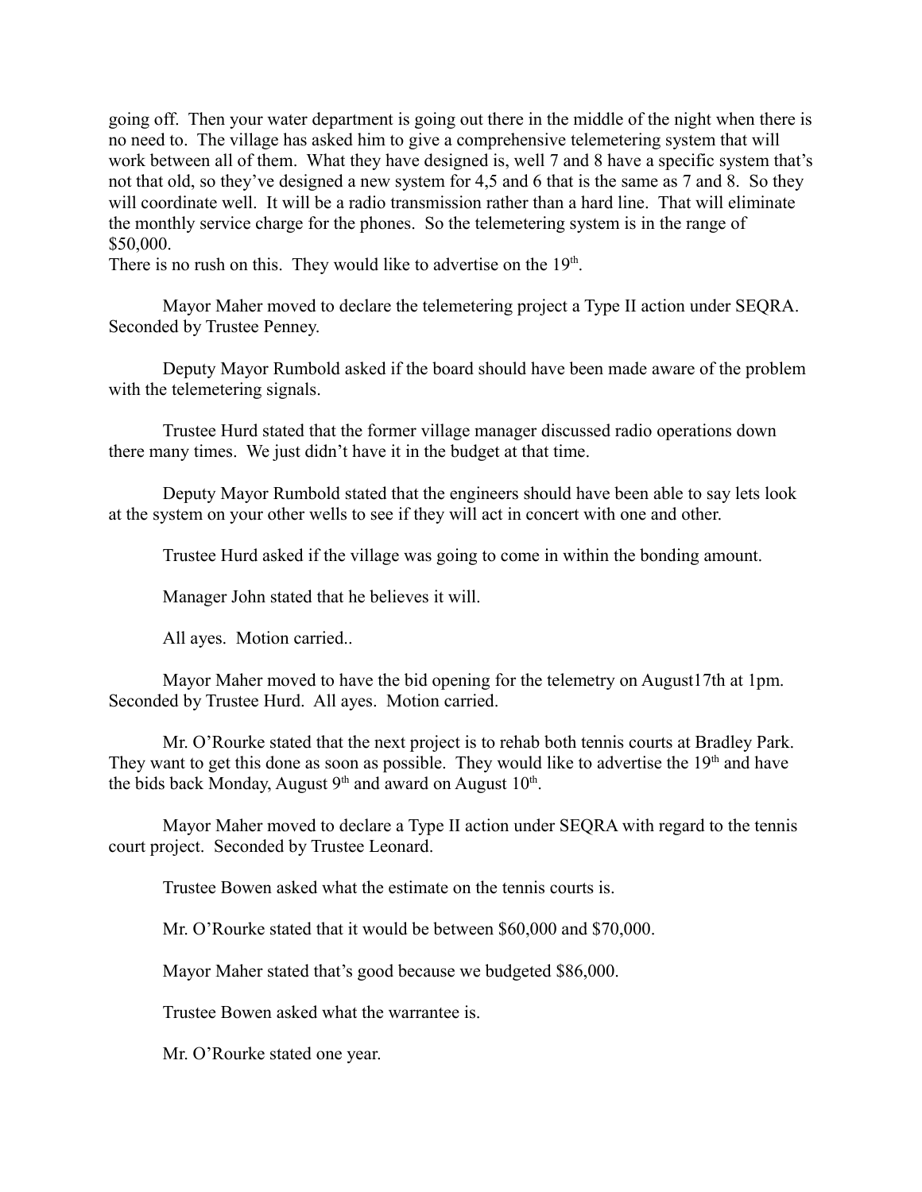going off. Then your water department is going out there in the middle of the night when there is no need to. The village has asked him to give a comprehensive telemetering system that will work between all of them. What they have designed is, well 7 and 8 have a specific system that's not that old, so they've designed a new system for 4,5 and 6 that is the same as 7 and 8. So they will coordinate well. It will be a radio transmission rather than a hard line. That will eliminate the monthly service charge for the phones. So the telemetering system is in the range of $50,000.
There is no rush on this. They would like to advertise on the 19th.

Mayor Maher moved to declare the telemetering project a Type II action under SEQRA. Seconded by Trustee Penney.

Deputy Mayor Rumbold asked if the board should have been made aware of the problem with the telemetering signals.

Trustee Hurd stated that the former village manager discussed radio operations down there many times. We just didn't have it in the budget at that time.

Deputy Mayor Rumbold stated that the engineers should have been able to say lets look at the system on your other wells to see if they will act in concert with one and other.

Trustee Hurd asked if the village was going to come in within the bonding amount.

Manager John stated that he believes it will.

All ayes. Motion carried..

Mayor Maher moved to have the bid opening for the telemetry on August17th at 1pm. Seconded by Trustee Hurd. All ayes. Motion carried.

Mr. O'Rourke stated that the next project is to rehab both tennis courts at Bradley Park. They want to get this done as soon as possible. They would like to advertise the 19th and have the bids back Monday, August 9th and award on August 10th.

Mayor Maher moved to declare a Type II action under SEQRA with regard to the tennis court project. Seconded by Trustee Leonard.

Trustee Bowen asked what the estimate on the tennis courts is.

Mr. O'Rourke stated that it would be between $60,000 and $70,000.

Mayor Maher stated that's good because we budgeted $86,000.

Trustee Bowen asked what the warrantee is.

Mr. O'Rourke stated one year.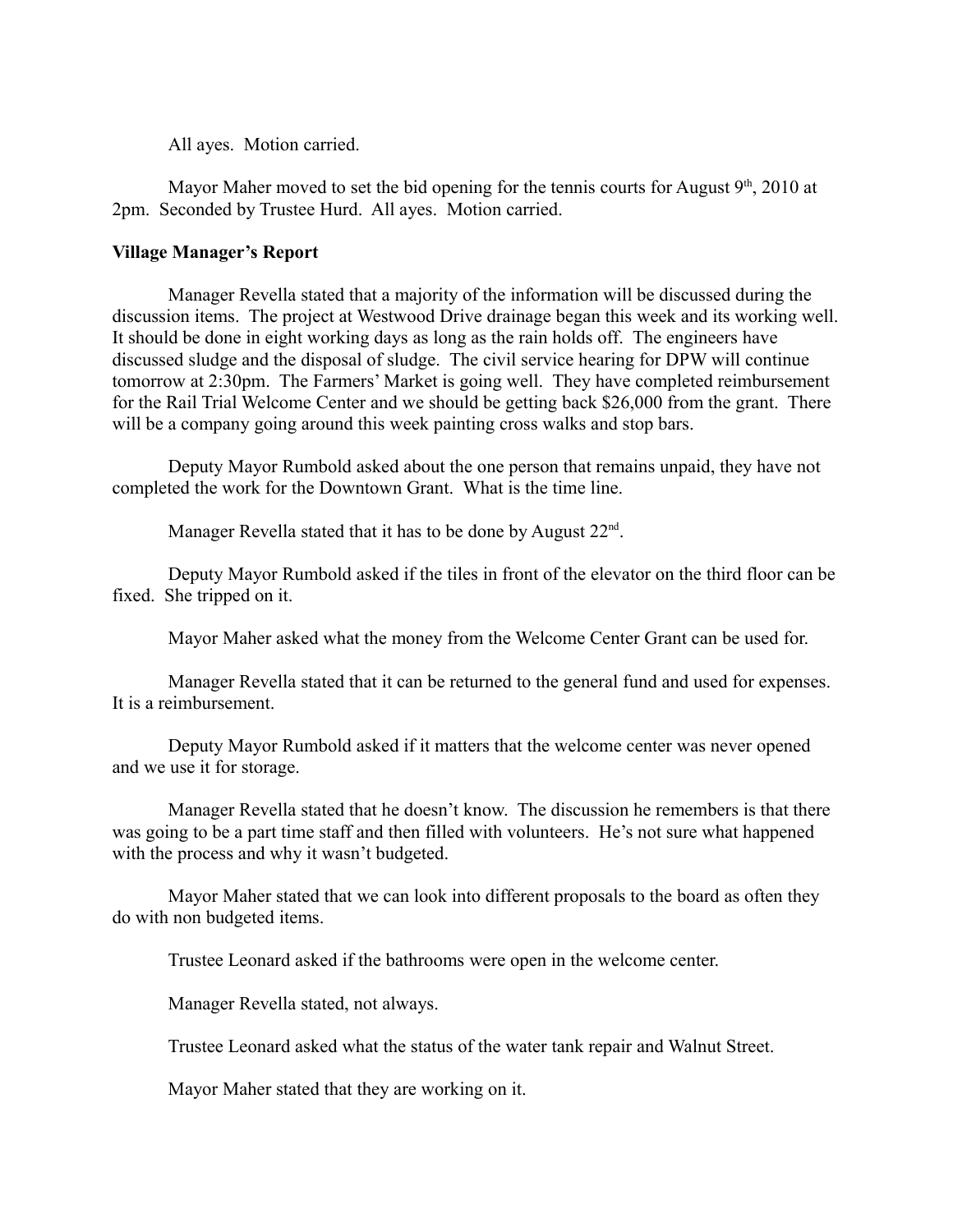All ayes. Motion carried.

Mayor Maher moved to set the bid opening for the tennis courts for August 9th, 2010 at 2pm. Seconded by Trustee Hurd. All ayes. Motion carried.

**Village Manager's Report**

Manager Revella stated that a majority of the information will be discussed during the discussion items. The project at Westwood Drive drainage began this week and its working well. It should be done in eight working days as long as the rain holds off. The engineers have discussed sludge and the disposal of sludge. The civil service hearing for DPW will continue tomorrow at 2:30pm. The Farmers' Market is going well. They have completed reimbursement for the Rail Trial Welcome Center and we should be getting back $26,000 from the grant. There will be a company going around this week painting cross walks and stop bars.

Deputy Mayor Rumbold asked about the one person that remains unpaid, they have not completed the work for the Downtown Grant. What is the time line.

Manager Revella stated that it has to be done by August 22nd.

Deputy Mayor Rumbold asked if the tiles in front of the elevator on the third floor can be fixed. She tripped on it.

Mayor Maher asked what the money from the Welcome Center Grant can be used for.

Manager Revella stated that it can be returned to the general fund and used for expenses. It is a reimbursement.

Deputy Mayor Rumbold asked if it matters that the welcome center was never opened and we use it for storage.

Manager Revella stated that he doesn't know. The discussion he remembers is that there was going to be a part time staff and then filled with volunteers. He's not sure what happened with the process and why it wasn't budgeted.

Mayor Maher stated that we can look into different proposals to the board as often they do with non budgeted items.

Trustee Leonard asked if the bathrooms were open in the welcome center.

Manager Revella stated, not always.

Trustee Leonard asked what the status of the water tank repair and Walnut Street.

Mayor Maher stated that they are working on it.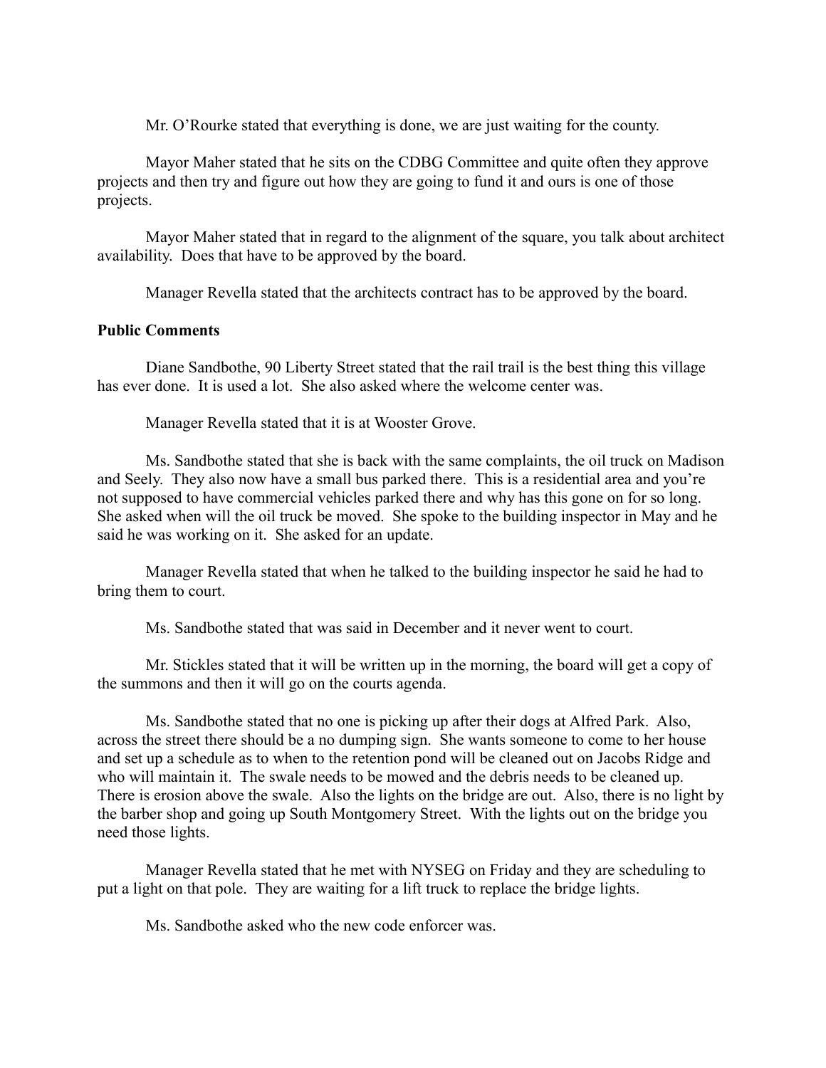Mr. O'Rourke stated that everything is done, we are just waiting for the county.

Mayor Maher stated that he sits on the CDBG Committee and quite often they approve projects and then try and figure out how they are going to fund it and ours is one of those projects.

Mayor Maher stated that in regard to the alignment of the square, you talk about architect availability. Does that have to be approved by the board.

Manager Revella stated that the architects contract has to be approved by the board.

**Public Comments**

Diane Sandbothe, 90 Liberty Street stated that the rail trail is the best thing this village has ever done. It is used a lot. She also asked where the welcome center was.

Manager Revella stated that it is at Wooster Grove.

Ms. Sandbothe stated that she is back with the same complaints, the oil truck on Madison and Seely. They also now have a small bus parked there. This is a residential area and you're not supposed to have commercial vehicles parked there and why has this gone on for so long. She asked when will the oil truck be moved. She spoke to the building inspector in May and he said he was working on it. She asked for an update.

Manager Revella stated that when he talked to the building inspector he said he had to bring them to court.

Ms. Sandbothe stated that was said in December and it never went to court.

Mr. Stickles stated that it will be written up in the morning, the board will get a copy of the summons and then it will go on the courts agenda.

Ms. Sandbothe stated that no one is picking up after their dogs at Alfred Park. Also, across the street there should be a no dumping sign. She wants someone to come to her house and set up a schedule as to when to the retention pond will be cleaned out on Jacobs Ridge and who will maintain it. The swale needs to be mowed and the debris needs to be cleaned up. There is erosion above the swale. Also the lights on the bridge are out. Also, there is no light by the barber shop and going up South Montgomery Street. With the lights out on the bridge you need those lights.

Manager Revella stated that he met with NYSEG on Friday and they are scheduling to put a light on that pole. They are waiting for a lift truck to replace the bridge lights.

Ms. Sandbothe asked who the new code enforcer was.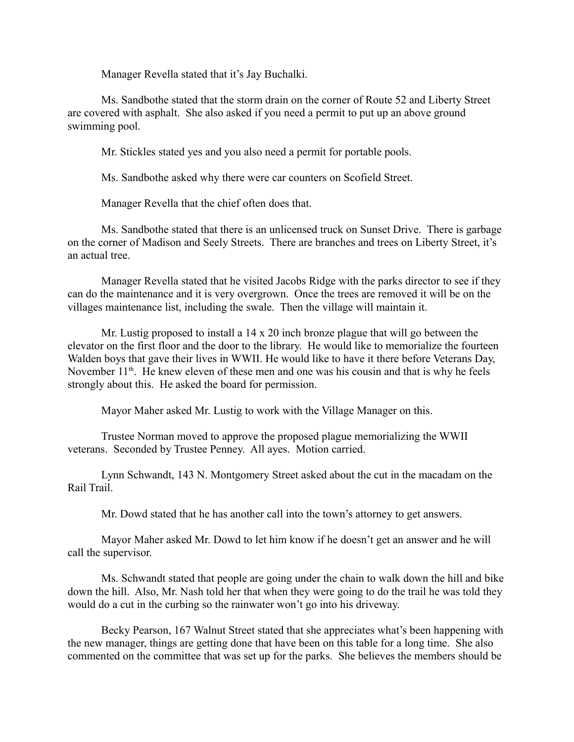Manager Revella stated that it's Jay Buchalki.

Ms. Sandbothe stated that the storm drain on the corner of Route 52 and Liberty Street are covered with asphalt. She also asked if you need a permit to put up an above ground swimming pool.

Mr. Stickles stated yes and you also need a permit for portable pools.

Ms. Sandbothe asked why there were car counters on Scofield Street.

Manager Revella that the chief often does that.

Ms. Sandbothe stated that there is an unlicensed truck on Sunset Drive. There is garbage on the corner of Madison and Seely Streets. There are branches and trees on Liberty Street, it's an actual tree.

Manager Revella stated that he visited Jacobs Ridge with the parks director to see if they can do the maintenance and it is very overgrown. Once the trees are removed it will be on the villages maintenance list, including the swale. Then the village will maintain it.

Mr. Lustig proposed to install a 14 x 20 inch bronze plague that will go between the elevator on the first floor and the door to the library. He would like to memorialize the fourteen Walden boys that gave their lives in WWII. He would like to have it there before Veterans Day, November 11th. He knew eleven of these men and one was his cousin and that is why he feels strongly about this. He asked the board for permission.

Mayor Maher asked Mr. Lustig to work with the Village Manager on this.

Trustee Norman moved to approve the proposed plague memorializing the WWII veterans. Seconded by Trustee Penney. All ayes. Motion carried.

Lynn Schwandt, 143 N. Montgomery Street asked about the cut in the macadam on the Rail Trail.

Mr. Dowd stated that he has another call into the town's attorney to get answers.

Mayor Maher asked Mr. Dowd to let him know if he doesn't get an answer and he will call the supervisor.

Ms. Schwandt stated that people are going under the chain to walk down the hill and bike down the hill. Also, Mr. Nash told her that when they were going to do the trail he was told they would do a cut in the curbing so the rainwater won't go into his driveway.

Becky Pearson, 167 Walnut Street stated that she appreciates what's been happening with the new manager, things are getting done that have been on this table for a long time. She also commented on the committee that was set up for the parks. She believes the members should be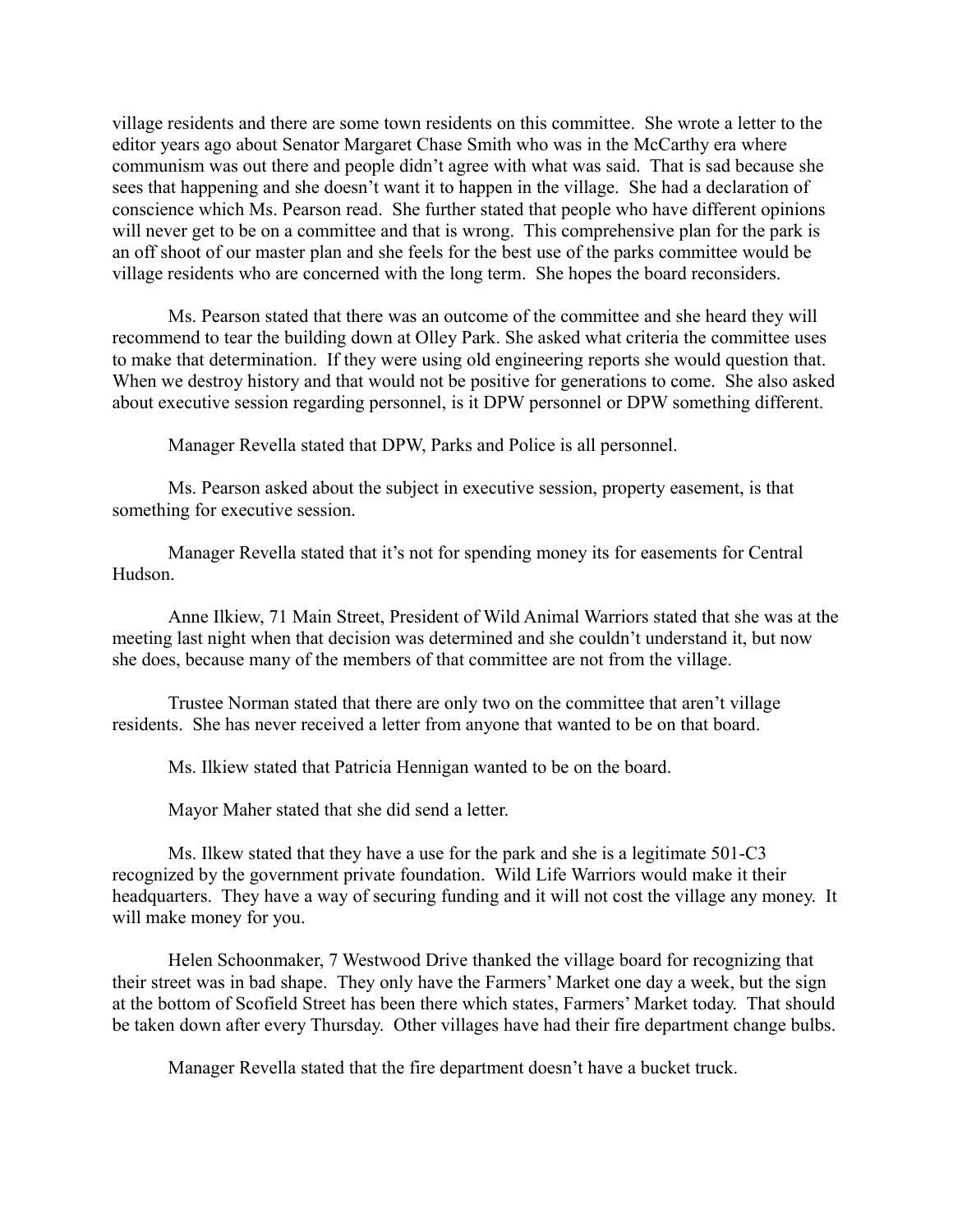village residents and there are some town residents on this committee. She wrote a letter to the editor years ago about Senator Margaret Chase Smith who was in the McCarthy era where communism was out there and people didn't agree with what was said. That is sad because she sees that happening and she doesn't want it to happen in the village. She had a declaration of conscience which Ms. Pearson read. She further stated that people who have different opinions will never get to be on a committee and that is wrong. This comprehensive plan for the park is an off shoot of our master plan and she feels for the best use of the parks committee would be village residents who are concerned with the long term. She hopes the board reconsiders.

Ms. Pearson stated that there was an outcome of the committee and she heard they will recommend to tear the building down at Olley Park. She asked what criteria the committee uses to make that determination. If they were using old engineering reports she would question that. When we destroy history and that would not be positive for generations to come. She also asked about executive session regarding personnel, is it DPW personnel or DPW something different.

Manager Revella stated that DPW, Parks and Police is all personnel.

Ms. Pearson asked about the subject in executive session, property easement, is that something for executive session.

Manager Revella stated that it's not for spending money its for easements for Central Hudson.

Anne Ilkiew, 71 Main Street, President of Wild Animal Warriors stated that she was at the meeting last night when that decision was determined and she couldn't understand it, but now she does, because many of the members of that committee are not from the village.

Trustee Norman stated that there are only two on the committee that aren't village residents. She has never received a letter from anyone that wanted to be on that board.

Ms. Ilkiew stated that Patricia Hennigan wanted to be on the board.

Mayor Maher stated that she did send a letter.

Ms. Ilkew stated that they have a use for the park and she is a legitimate 501-C3 recognized by the government private foundation. Wild Life Warriors would make it their headquarters. They have a way of securing funding and it will not cost the village any money. It will make money for you.

Helen Schoonmaker, 7 Westwood Drive thanked the village board for recognizing that their street was in bad shape. They only have the Farmers' Market one day a week, but the sign at the bottom of Scofield Street has been there which states, Farmers' Market today. That should be taken down after every Thursday. Other villages have had their fire department change bulbs.

Manager Revella stated that the fire department doesn't have a bucket truck.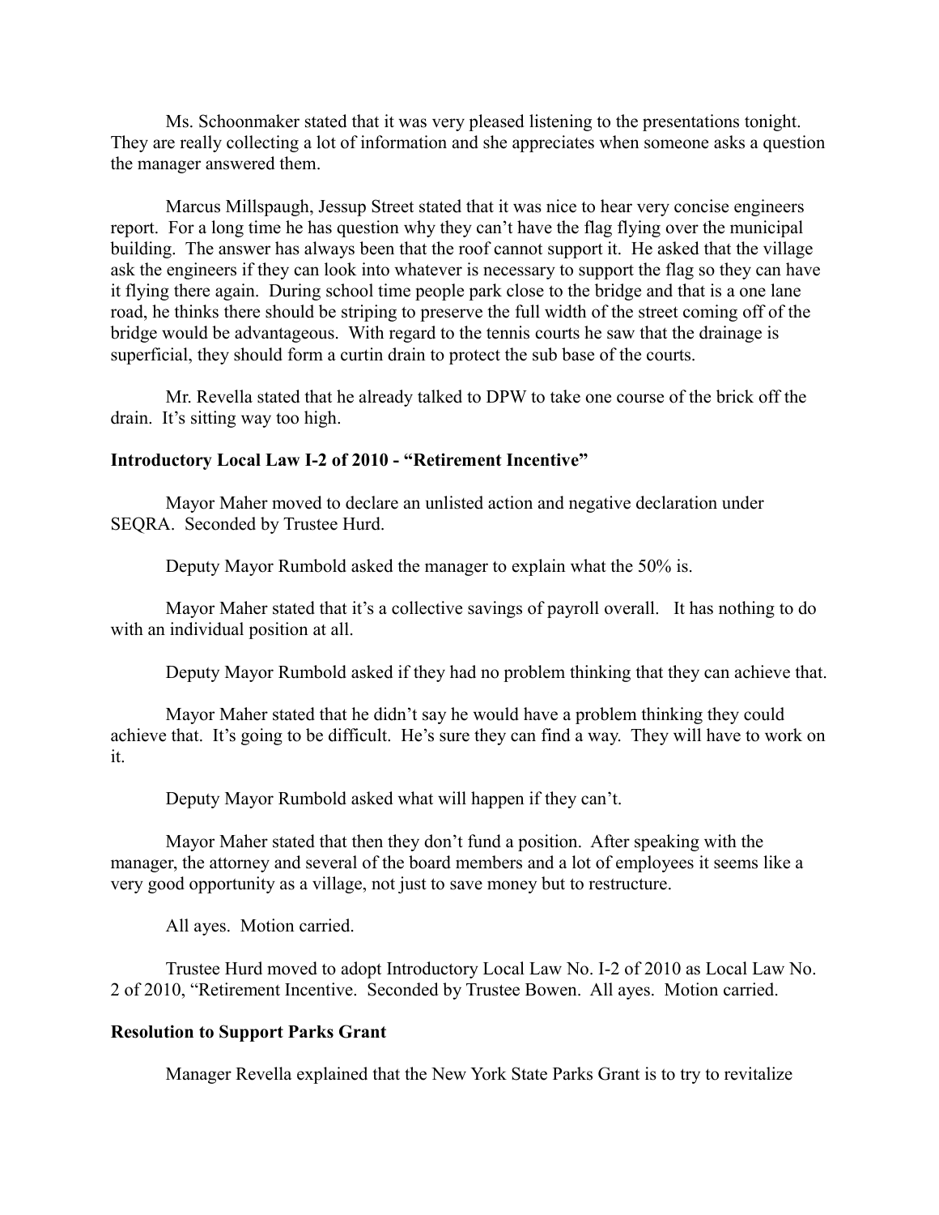Ms. Schoonmaker stated that it was very pleased listening to the presentations tonight. They are really collecting a lot of information and she appreciates when someone asks a question the manager answered them.

Marcus Millspaugh, Jessup Street stated that it was nice to hear very concise engineers report. For a long time he has question why they can't have the flag flying over the municipal building. The answer has always been that the roof cannot support it. He asked that the village ask the engineers if they can look into whatever is necessary to support the flag so they can have it flying there again. During school time people park close to the bridge and that is a one lane road, he thinks there should be striping to preserve the full width of the street coming off of the bridge would be advantageous. With regard to the tennis courts he saw that the drainage is superficial, they should form a curtin drain to protect the sub base of the courts.

Mr. Revella stated that he already talked to DPW to take one course of the brick off the drain. It's sitting way too high.

**Introductory Local Law I-2 of 2010 - "Retirement Incentive"**

Mayor Maher moved to declare an unlisted action and negative declaration under SEQRA. Seconded by Trustee Hurd.

Deputy Mayor Rumbold asked the manager to explain what the 50% is.

Mayor Maher stated that it's a collective savings of payroll overall. It has nothing to do with an individual position at all.

Deputy Mayor Rumbold asked if they had no problem thinking that they can achieve that.

Mayor Maher stated that he didn't say he would have a problem thinking they could achieve that. It's going to be difficult. He's sure they can find a way. They will have to work on it.

Deputy Mayor Rumbold asked what will happen if they can't.

Mayor Maher stated that then they don't fund a position. After speaking with the manager, the attorney and several of the board members and a lot of employees it seems like a very good opportunity as a village, not just to save money but to restructure.

All ayes. Motion carried.

Trustee Hurd moved to adopt Introductory Local Law No. I-2 of 2010 as Local Law No. 2 of 2010, "Retirement Incentive. Seconded by Trustee Bowen. All ayes. Motion carried.

**Resolution to Support Parks Grant**

Manager Revella explained that the New York State Parks Grant is to try to revitalize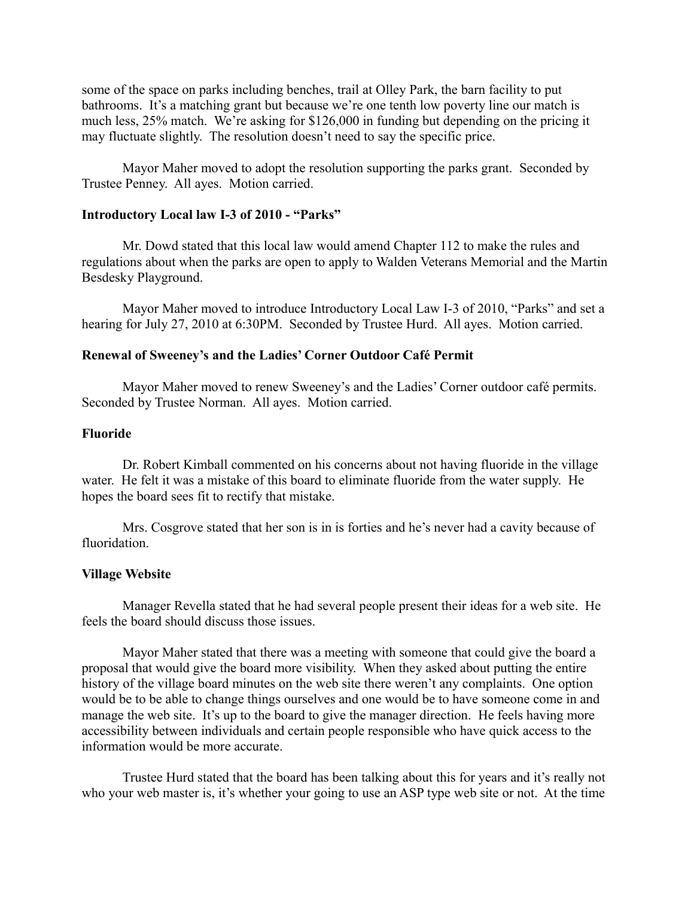some of the space on parks including benches, trail at Olley Park, the barn facility to put bathrooms. It's a matching grant but because we're one tenth low poverty line our match is much less, 25% match. We're asking for $126,000 in funding but depending on the pricing it may fluctuate slightly. The resolution doesn't need to say the specific price.

Mayor Maher moved to adopt the resolution supporting the parks grant. Seconded by Trustee Penney. All ayes. Motion carried.

**Introductory Local law I-3 of 2010 - "Parks"**

Mr. Dowd stated that this local law would amend Chapter 112 to make the rules and regulations about when the parks are open to apply to Walden Veterans Memorial and the Martin Besdesky Playground.

Mayor Maher moved to introduce Introductory Local Law I-3 of 2010, "Parks" and set a hearing for July 27, 2010 at 6:30PM. Seconded by Trustee Hurd. All ayes. Motion carried.

**Renewal of Sweeney's and the Ladies' Corner Outdoor Café Permit**

Mayor Maher moved to renew Sweeney's and the Ladies' Corner outdoor café permits. Seconded by Trustee Norman. All ayes. Motion carried.

**Fluoride**

Dr. Robert Kimball commented on his concerns about not having fluoride in the village water. He felt it was a mistake of this board to eliminate fluoride from the water supply. He hopes the board sees fit to rectify that mistake.

Mrs. Cosgrove stated that her son is in is forties and he's never had a cavity because of fluoridation.

**Village Website**

Manager Revella stated that he had several people present their ideas for a web site. He feels the board should discuss those issues.

Mayor Maher stated that there was a meeting with someone that could give the board a proposal that would give the board more visibility. When they asked about putting the entire history of the village board minutes on the web site there weren't any complaints. One option would be to be able to change things ourselves and one would be to have someone come in and manage the web site. It's up to the board to give the manager direction. He feels having more accessibility between individuals and certain people responsible who have quick access to the information would be more accurate.

Trustee Hurd stated that the board has been talking about this for years and it's really not who your web master is, it's whether your going to use an ASP type web site or not. At the time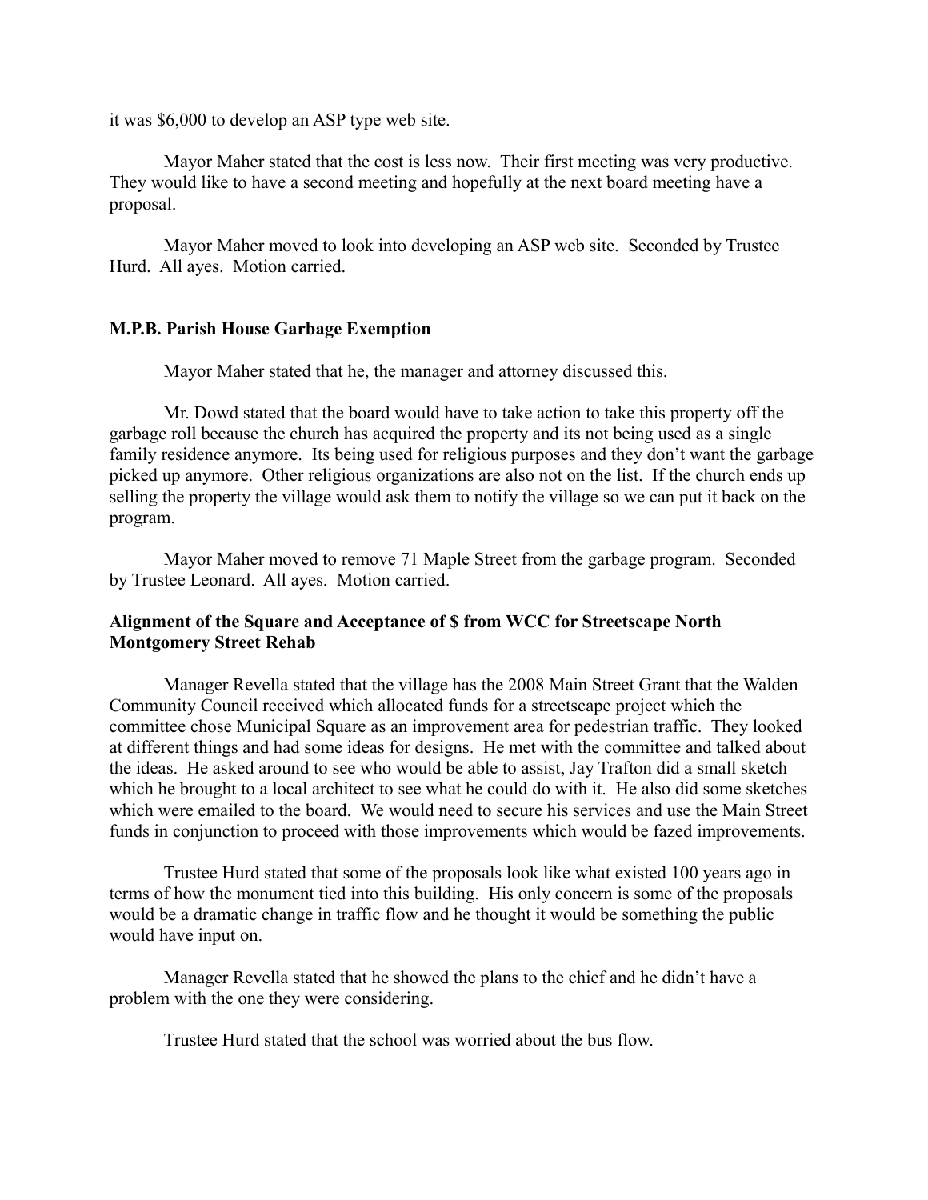it was $6,000 to develop an ASP type web site.

Mayor Maher stated that the cost is less now. Their first meeting was very productive. They would like to have a second meeting and hopefully at the next board meeting have a proposal.

Mayor Maher moved to look into developing an ASP web site. Seconded by Trustee Hurd. All ayes. Motion carried.

**M.P.B. Parish House Garbage Exemption**

Mayor Maher stated that he, the manager and attorney discussed this.

Mr. Dowd stated that the board would have to take action to take this property off the garbage roll because the church has acquired the property and its not being used as a single family residence anymore. Its being used for religious purposes and they don't want the garbage picked up anymore. Other religious organizations are also not on the list. If the church ends up selling the property the village would ask them to notify the village so we can put it back on the program.

Mayor Maher moved to remove 71 Maple Street from the garbage program. Seconded by Trustee Leonard. All ayes. Motion carried.

**Alignment of the Square and Acceptance of $ from WCC for Streetscape North Montgomery Street Rehab**

Manager Revella stated that the village has the 2008 Main Street Grant that the Walden Community Council received which allocated funds for a streetscape project which the committee chose Municipal Square as an improvement area for pedestrian traffic. They looked at different things and had some ideas for designs. He met with the committee and talked about the ideas. He asked around to see who would be able to assist, Jay Trafton did a small sketch which he brought to a local architect to see what he could do with it. He also did some sketches which were emailed to the board. We would need to secure his services and use the Main Street funds in conjunction to proceed with those improvements which would be fazed improvements.

Trustee Hurd stated that some of the proposals look like what existed 100 years ago in terms of how the monument tied into this building. His only concern is some of the proposals would be a dramatic change in traffic flow and he thought it would be something the public would have input on.

Manager Revella stated that he showed the plans to the chief and he didn't have a problem with the one they were considering.

Trustee Hurd stated that the school was worried about the bus flow.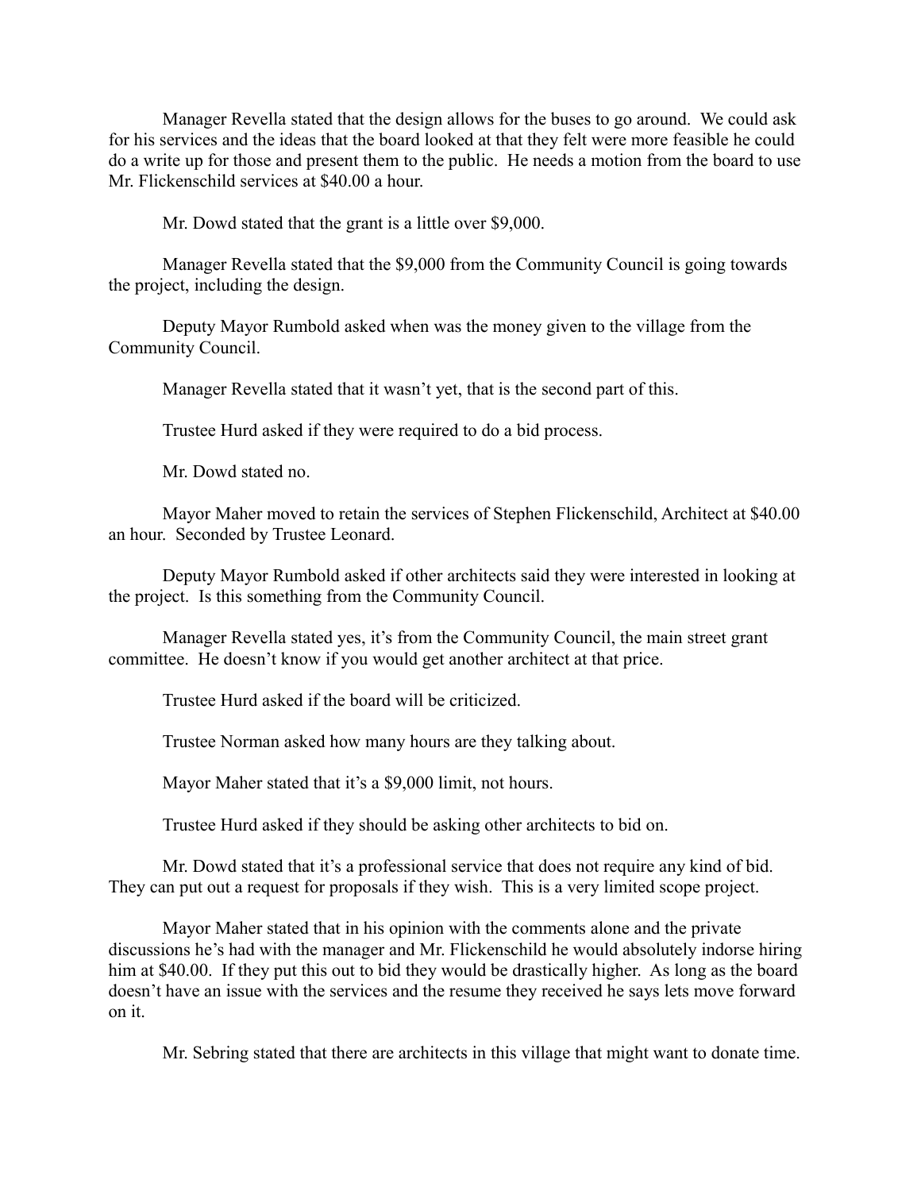Manager Revella stated that the design allows for the buses to go around. We could ask for his services and the ideas that the board looked at that they felt were more feasible he could do a write up for those and present them to the public. He needs a motion from the board to use Mr. Flickenschild services at $40.00 a hour.

Mr. Dowd stated that the grant is a little over $9,000.

Manager Revella stated that the $9,000 from the Community Council is going towards the project, including the design.

Deputy Mayor Rumbold asked when was the money given to the village from the Community Council.

Manager Revella stated that it wasn't yet, that is the second part of this.

Trustee Hurd asked if they were required to do a bid process.

Mr. Dowd stated no.

Mayor Maher moved to retain the services of Stephen Flickenschild, Architect at $40.00 an hour. Seconded by Trustee Leonard.

Deputy Mayor Rumbold asked if other architects said they were interested in looking at the project. Is this something from the Community Council.

Manager Revella stated yes, it's from the Community Council, the main street grant committee. He doesn't know if you would get another architect at that price.

Trustee Hurd asked if the board will be criticized.

Trustee Norman asked how many hours are they talking about.

Mayor Maher stated that it's a $9,000 limit, not hours.

Trustee Hurd asked if they should be asking other architects to bid on.

Mr. Dowd stated that it's a professional service that does not require any kind of bid. They can put out a request for proposals if they wish. This is a very limited scope project.

Mayor Maher stated that in his opinion with the comments alone and the private discussions he's had with the manager and Mr. Flickenschild he would absolutely indorse hiring him at $40.00. If they put this out to bid they would be drastically higher. As long as the board doesn't have an issue with the services and the resume they received he says lets move forward on it.

Mr. Sebring stated that there are architects in this village that might want to donate time.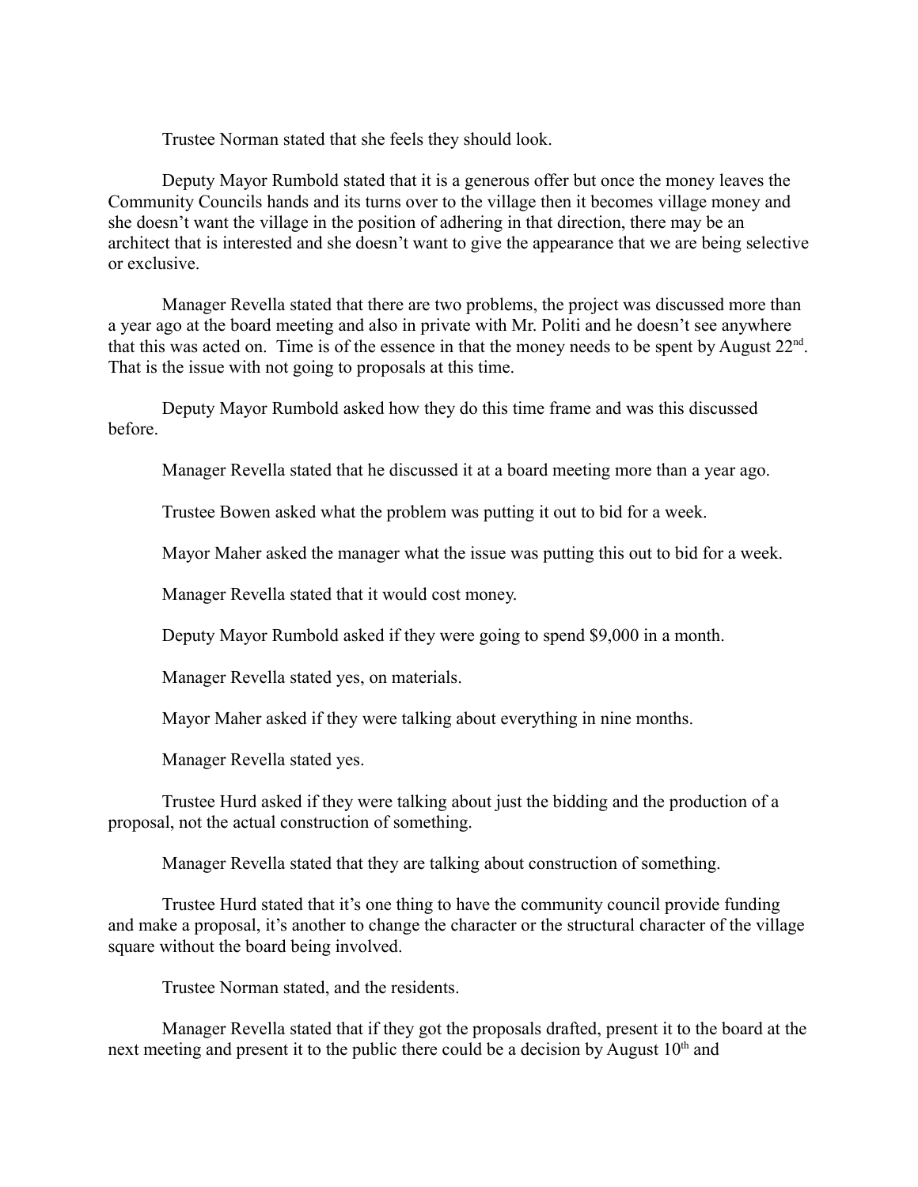Trustee Norman stated that she feels they should look.

Deputy Mayor Rumbold stated that it is a generous offer but once the money leaves the Community Councils hands and its turns over to the village then it becomes village money and she doesn't want the village in the position of adhering in that direction, there may be an architect that is interested and she doesn't want to give the appearance that we are being selective or exclusive.

Manager Revella stated that there are two problems, the project was discussed more than a year ago at the board meeting and also in private with Mr. Politi and he doesn't see anywhere that this was acted on. Time is of the essence in that the money needs to be spent by August 22nd. That is the issue with not going to proposals at this time.

Deputy Mayor Rumbold asked how they do this time frame and was this discussed before.

Manager Revella stated that he discussed it at a board meeting more than a year ago.

Trustee Bowen asked what the problem was putting it out to bid for a week.

Mayor Maher asked the manager what the issue was putting this out to bid for a week.

Manager Revella stated that it would cost money.

Deputy Mayor Rumbold asked if they were going to spend $9,000 in a month.

Manager Revella stated yes, on materials.

Mayor Maher asked if they were talking about everything in nine months.

Manager Revella stated yes.

Trustee Hurd asked if they were talking about just the bidding and the production of a proposal, not the actual construction of something.

Manager Revella stated that they are talking about construction of something.

Trustee Hurd stated that it's one thing to have the community council provide funding and make a proposal, it's another to change the character or the structural character of the village square without the board being involved.

Trustee Norman stated, and the residents.

Manager Revella stated that if they got the proposals drafted, present it to the board at the next meeting and present it to the public there could be a decision by August 10th and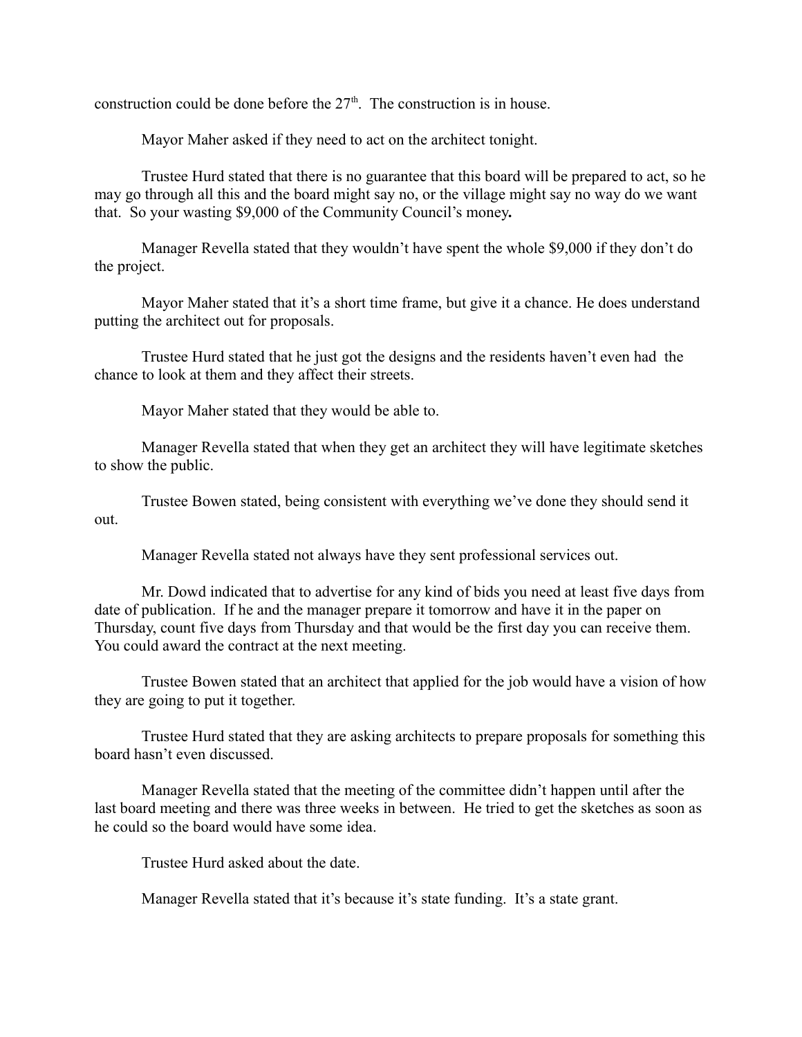construction could be done before the 27th. The construction is in house.

Mayor Maher asked if they need to act on the architect tonight.

Trustee Hurd stated that there is no guarantee that this board will be prepared to act, so he may go through all this and the board might say no, or the village might say no way do we want that. So your wasting $9,000 of the Community Council's money**.**

Manager Revella stated that they wouldn't have spent the whole $9,000 if they don't do the project.

Mayor Maher stated that it's a short time frame, but give it a chance. He does understand putting the architect out for proposals.

Trustee Hurd stated that he just got the designs and the residents haven't even had the chance to look at them and they affect their streets.

Mayor Maher stated that they would be able to.

Manager Revella stated that when they get an architect they will have legitimate sketches to show the public.

Trustee Bowen stated, being consistent with everything we've done they should send it out.

Manager Revella stated not always have they sent professional services out.

Mr. Dowd indicated that to advertise for any kind of bids you need at least five days from date of publication. If he and the manager prepare it tomorrow and have it in the paper on Thursday, count five days from Thursday and that would be the first day you can receive them. You could award the contract at the next meeting.

Trustee Bowen stated that an architect that applied for the job would have a vision of how they are going to put it together.

Trustee Hurd stated that they are asking architects to prepare proposals for something this board hasn't even discussed.

Manager Revella stated that the meeting of the committee didn't happen until after the last board meeting and there was three weeks in between. He tried to get the sketches as soon as he could so the board would have some idea.

Trustee Hurd asked about the date.

Manager Revella stated that it's because it's state funding. It's a state grant.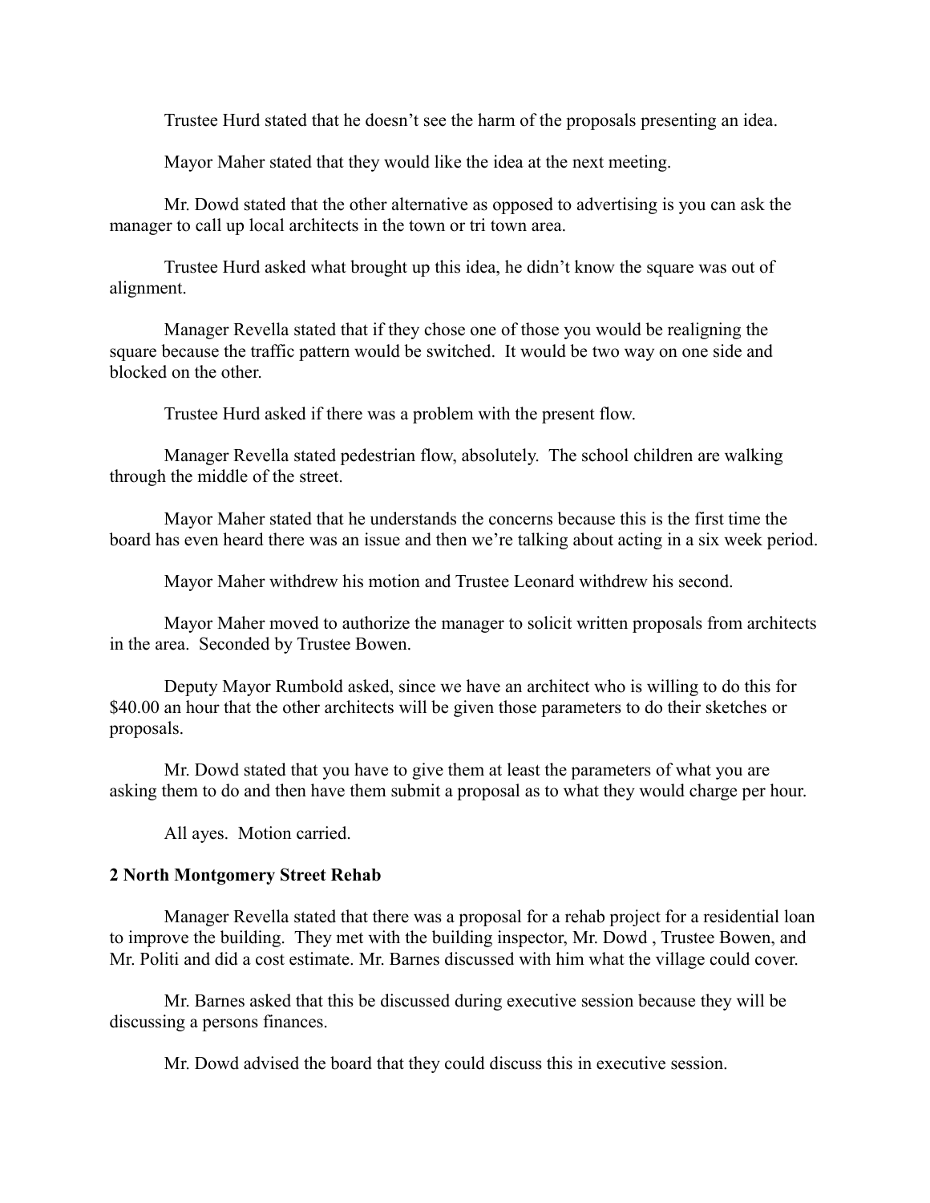Trustee Hurd stated that he doesn't see the harm of the proposals presenting an idea.

Mayor Maher stated that they would like the idea at the next meeting.

Mr. Dowd stated that the other alternative as opposed to advertising is you can ask the manager to call up local architects in the town or tri town area.

Trustee Hurd asked what brought up this idea, he didn't know the square was out of alignment.

Manager Revella stated that if they chose one of those you would be realigning the square because the traffic pattern would be switched. It would be two way on one side and blocked on the other.

Trustee Hurd asked if there was a problem with the present flow.

Manager Revella stated pedestrian flow, absolutely. The school children are walking through the middle of the street.

Mayor Maher stated that he understands the concerns because this is the first time the board has even heard there was an issue and then we're talking about acting in a six week period.

Mayor Maher withdrew his motion and Trustee Leonard withdrew his second.

Mayor Maher moved to authorize the manager to solicit written proposals from architects in the area. Seconded by Trustee Bowen.

Deputy Mayor Rumbold asked, since we have an architect who is willing to do this for $40.00 an hour that the other architects will be given those parameters to do their sketches or proposals.

Mr. Dowd stated that you have to give them at least the parameters of what you are asking them to do and then have them submit a proposal as to what they would charge per hour.

All ayes. Motion carried.

**2 North Montgomery Street Rehab**

Manager Revella stated that there was a proposal for a rehab project for a residential loan to improve the building. They met with the building inspector, Mr. Dowd , Trustee Bowen, and Mr. Politi and did a cost estimate. Mr. Barnes discussed with him what the village could cover.

Mr. Barnes asked that this be discussed during executive session because they will be discussing a persons finances.

Mr. Dowd advised the board that they could discuss this in executive session.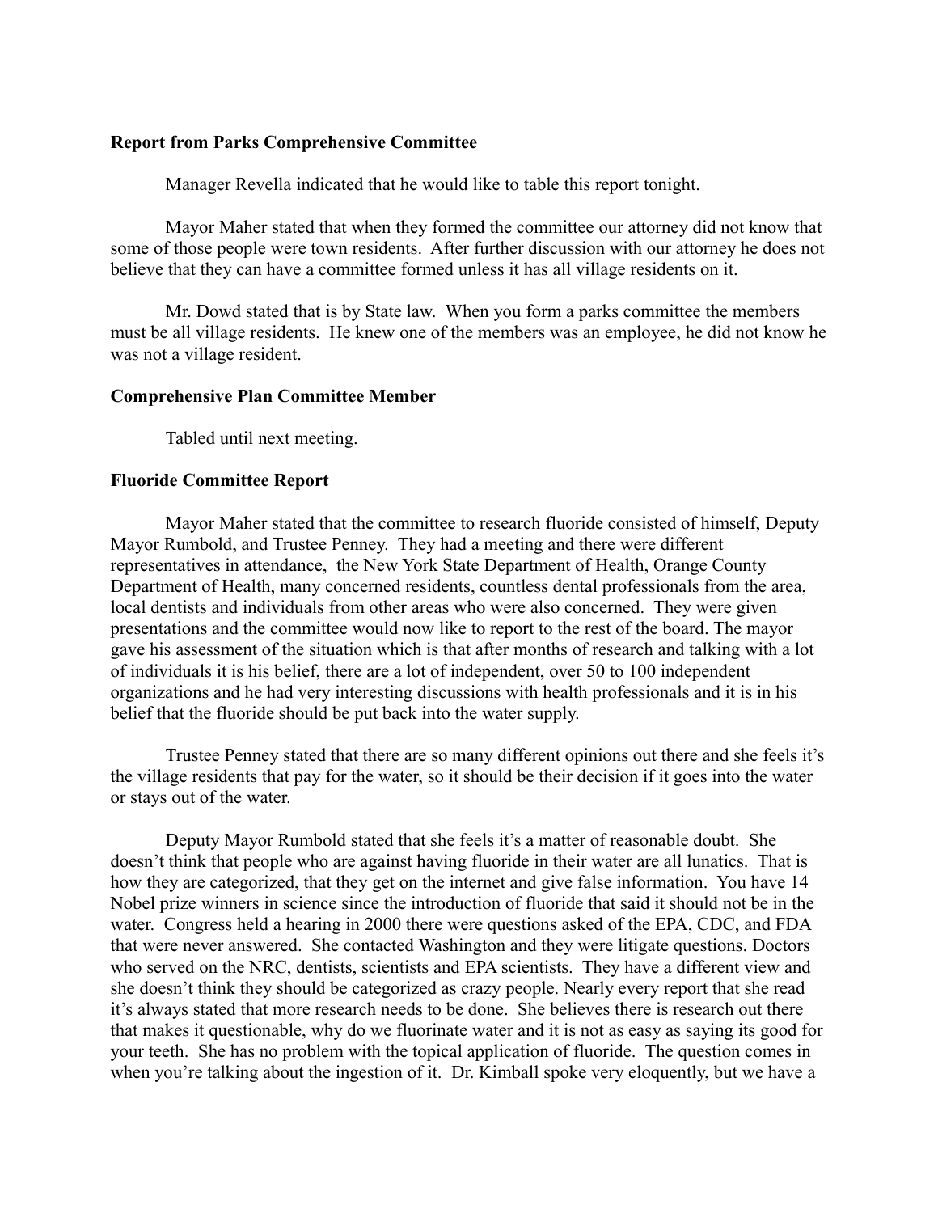**Report from Parks Comprehensive Committee**

Manager Revella indicated that he would like to table this report tonight.

Mayor Maher stated that when they formed the committee our attorney did not know that some of those people were town residents. After further discussion with our attorney he does not believe that they can have a committee formed unless it has all village residents on it.

Mr. Dowd stated that is by State law. When you form a parks committee the members must be all village residents. He knew one of the members was an employee, he did not know he was not a village resident.

**Comprehensive Plan Committee Member**

Tabled until next meeting.

**Fluoride Committee Report**

Mayor Maher stated that the committee to research fluoride consisted of himself, Deputy Mayor Rumbold, and Trustee Penney. They had a meeting and there were different representatives in attendance, the New York State Department of Health, Orange County Department of Health, many concerned residents, countless dental professionals from the area, local dentists and individuals from other areas who were also concerned. They were given presentations and the committee would now like to report to the rest of the board. The mayor gave his assessment of the situation which is that after months of research and talking with a lot of individuals it is his belief, there are a lot of independent, over 50 to 100 independent organizations and he had very interesting discussions with health professionals and it is in his belief that the fluoride should be put back into the water supply.

Trustee Penney stated that there are so many different opinions out there and she feels it's the village residents that pay for the water, so it should be their decision if it goes into the water or stays out of the water.

Deputy Mayor Rumbold stated that she feels it's a matter of reasonable doubt. She doesn't think that people who are against having fluoride in their water are all lunatics. That is how they are categorized, that they get on the internet and give false information. You have 14 Nobel prize winners in science since the introduction of fluoride that said it should not be in the water. Congress held a hearing in 2000 there were questions asked of the EPA, CDC, and FDA that were never answered. She contacted Washington and they were litigate questions. Doctors who served on the NRC, dentists, scientists and EPA scientists. They have a different view and she doesn't think they should be categorized as crazy people. Nearly every report that she read it's always stated that more research needs to be done. She believes there is research out there that makes it questionable, why do we fluorinate water and it is not as easy as saying its good for your teeth. She has no problem with the topical application of fluoride. The question comes in when you're talking about the ingestion of it. Dr. Kimball spoke very eloquently, but we have a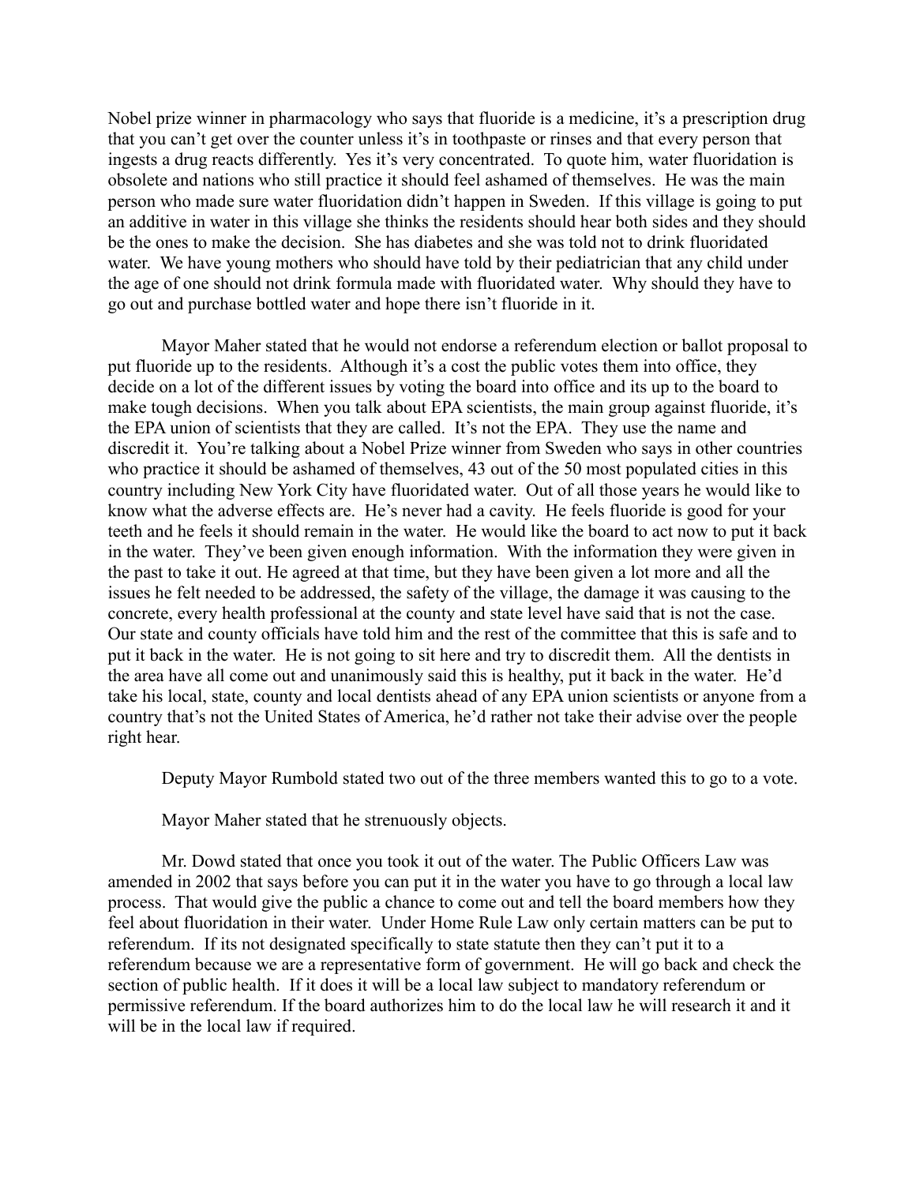Nobel prize winner in pharmacology who says that fluoride is a medicine, it's a prescription drug that you can't get over the counter unless it's in toothpaste or rinses and that every person that ingests a drug reacts differently. Yes it's very concentrated. To quote him, water fluoridation is obsolete and nations who still practice it should feel ashamed of themselves. He was the main person who made sure water fluoridation didn't happen in Sweden. If this village is going to put an additive in water in this village she thinks the residents should hear both sides and they should be the ones to make the decision. She has diabetes and she was told not to drink fluoridated water. We have young mothers who should have told by their pediatrician that any child under the age of one should not drink formula made with fluoridated water. Why should they have to go out and purchase bottled water and hope there isn't fluoride in it.

Mayor Maher stated that he would not endorse a referendum election or ballot proposal to put fluoride up to the residents. Although it's a cost the public votes them into office, they decide on a lot of the different issues by voting the board into office and its up to the board to make tough decisions. When you talk about EPA scientists, the main group against fluoride, it's the EPA union of scientists that they are called. It's not the EPA. They use the name and discredit it. You're talking about a Nobel Prize winner from Sweden who says in other countries who practice it should be ashamed of themselves, 43 out of the 50 most populated cities in this country including New York City have fluoridated water. Out of all those years he would like to know what the adverse effects are. He's never had a cavity. He feels fluoride is good for your teeth and he feels it should remain in the water. He would like the board to act now to put it back in the water. They've been given enough information. With the information they were given in the past to take it out. He agreed at that time, but they have been given a lot more and all the issues he felt needed to be addressed, the safety of the village, the damage it was causing to the concrete, every health professional at the county and state level have said that is not the case. Our state and county officials have told him and the rest of the committee that this is safe and to put it back in the water. He is not going to sit here and try to discredit them. All the dentists in the area have all come out and unanimously said this is healthy, put it back in the water. He'd take his local, state, county and local dentists ahead of any EPA union scientists or anyone from a country that's not the United States of America, he'd rather not take their advise over the people right hear.

Deputy Mayor Rumbold stated two out of the three members wanted this to go to a vote.

Mayor Maher stated that he strenuously objects.

Mr. Dowd stated that once you took it out of the water. The Public Officers Law was amended in 2002 that says before you can put it in the water you have to go through a local law process. That would give the public a chance to come out and tell the board members how they feel about fluoridation in their water. Under Home Rule Law only certain matters can be put to referendum. If its not designated specifically to state statute then they can't put it to a referendum because we are a representative form of government. He will go back and check the section of public health. If it does it will be a local law subject to mandatory referendum or permissive referendum. If the board authorizes him to do the local law he will research it and it will be in the local law if required.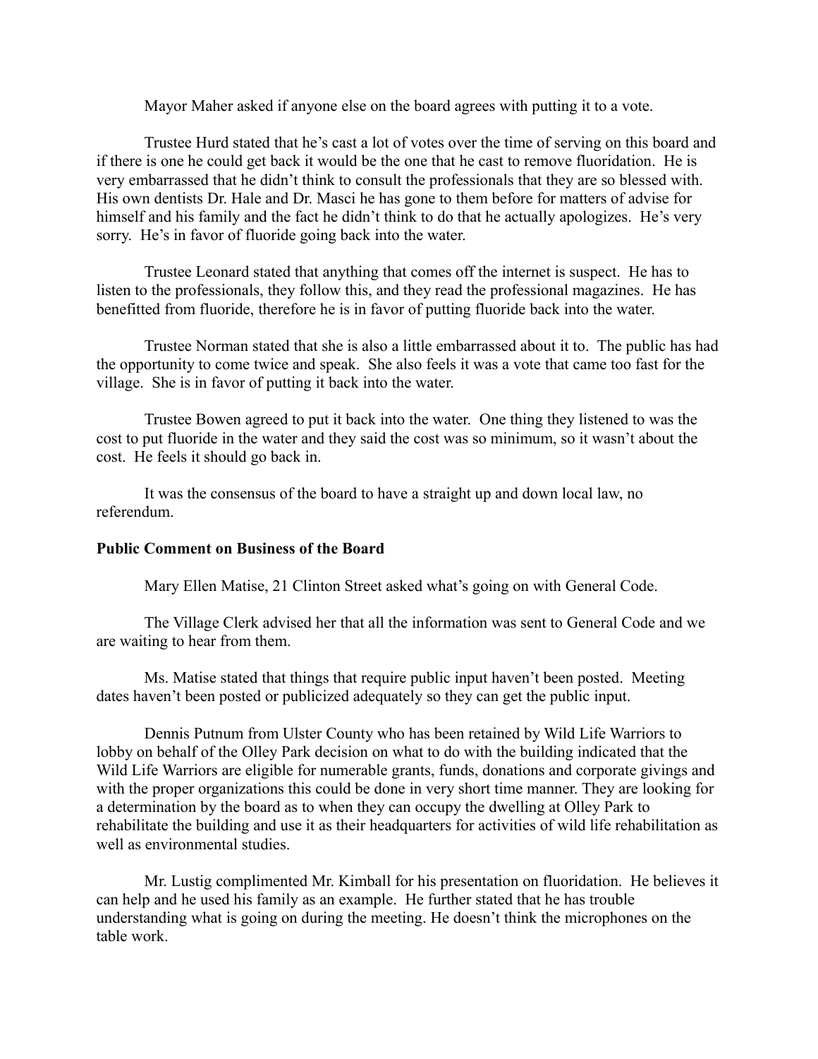Mayor Maher asked if anyone else on the board agrees with putting it to a vote.

Trustee Hurd stated that he's cast a lot of votes over the time of serving on this board and if there is one he could get back it would be the one that he cast to remove fluoridation. He is very embarrassed that he didn't think to consult the professionals that they are so blessed with. His own dentists Dr. Hale and Dr. Masci he has gone to them before for matters of advise for himself and his family and the fact he didn't think to do that he actually apologizes. He's very sorry. He's in favor of fluoride going back into the water.

Trustee Leonard stated that anything that comes off the internet is suspect. He has to listen to the professionals, they follow this, and they read the professional magazines. He has benefitted from fluoride, therefore he is in favor of putting fluoride back into the water.

Trustee Norman stated that she is also a little embarrassed about it to. The public has had the opportunity to come twice and speak. She also feels it was a vote that came too fast for the village. She is in favor of putting it back into the water.

Trustee Bowen agreed to put it back into the water. One thing they listened to was the cost to put fluoride in the water and they said the cost was so minimum, so it wasn't about the cost. He feels it should go back in.

It was the consensus of the board to have a straight up and down local law, no referendum.

**Public Comment on Business of the Board**

Mary Ellen Matise, 21 Clinton Street asked what's going on with General Code.

The Village Clerk advised her that all the information was sent to General Code and we are waiting to hear from them.

Ms. Matise stated that things that require public input haven't been posted. Meeting dates haven't been posted or publicized adequately so they can get the public input.

Dennis Putnum from Ulster County who has been retained by Wild Life Warriors to lobby on behalf of the Olley Park decision on what to do with the building indicated that the Wild Life Warriors are eligible for numerable grants, funds, donations and corporate givings and with the proper organizations this could be done in very short time manner. They are looking for a determination by the board as to when they can occupy the dwelling at Olley Park to rehabilitate the building and use it as their headquarters for activities of wild life rehabilitation as well as environmental studies.

Mr. Lustig complimented Mr. Kimball for his presentation on fluoridation. He believes it can help and he used his family as an example. He further stated that he has trouble understanding what is going on during the meeting. He doesn't think the microphones on the table work.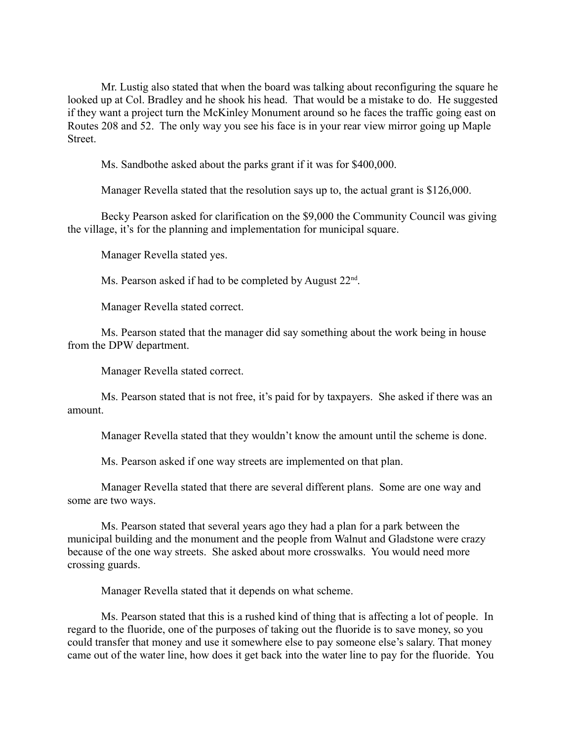Mr. Lustig also stated that when the board was talking about reconfiguring the square he looked up at Col. Bradley and he shook his head. That would be a mistake to do. He suggested if they want a project turn the McKinley Monument around so he faces the traffic going east on Routes 208 and 52. The only way you see his face is in your rear view mirror going up Maple Street.

Ms. Sandbothe asked about the parks grant if it was for $400,000.

Manager Revella stated that the resolution says up to, the actual grant is $126,000.

Becky Pearson asked for clarification on the $9,000 the Community Council was giving the village, it's for the planning and implementation for municipal square.

Manager Revella stated yes.

Ms. Pearson asked if had to be completed by August 22nd.

Manager Revella stated correct.

Ms. Pearson stated that the manager did say something about the work being in house from the DPW department.

Manager Revella stated correct.

Ms. Pearson stated that is not free, it's paid for by taxpayers. She asked if there was an amount.

Manager Revella stated that they wouldn't know the amount until the scheme is done.

Ms. Pearson asked if one way streets are implemented on that plan.

Manager Revella stated that there are several different plans. Some are one way and some are two ways.

Ms. Pearson stated that several years ago they had a plan for a park between the municipal building and the monument and the people from Walnut and Gladstone were crazy because of the one way streets. She asked about more crosswalks. You would need more crossing guards.

Manager Revella stated that it depends on what scheme.

Ms. Pearson stated that this is a rushed kind of thing that is affecting a lot of people. In regard to the fluoride, one of the purposes of taking out the fluoride is to save money, so you could transfer that money and use it somewhere else to pay someone else's salary. That money came out of the water line, how does it get back into the water line to pay for the fluoride. You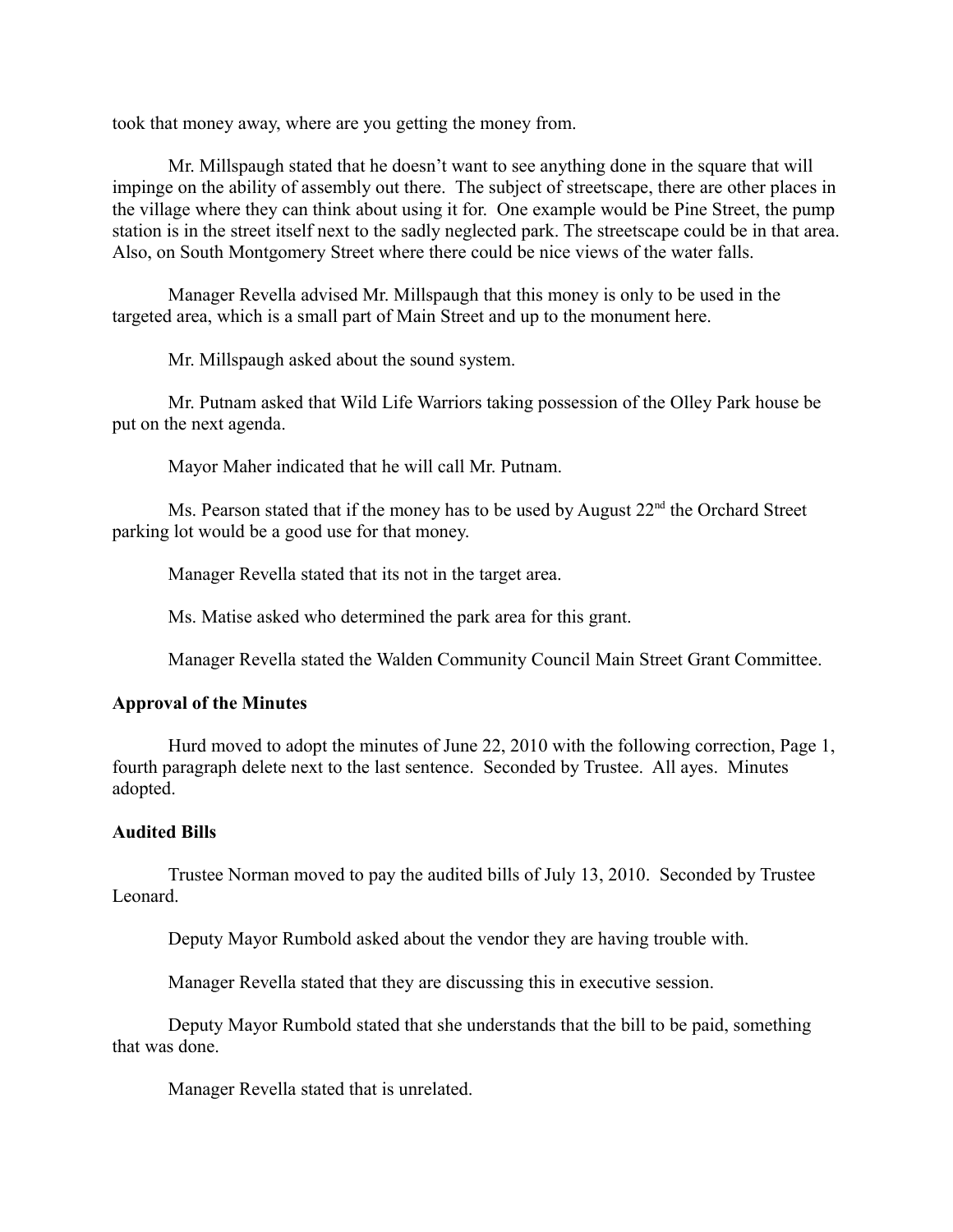took that money away, where are you getting the money from.

Mr. Millspaugh stated that he doesn't want to see anything done in the square that will impinge on the ability of assembly out there. The subject of streetscape, there are other places in the village where they can think about using it for. One example would be Pine Street, the pump station is in the street itself next to the sadly neglected park. The streetscape could be in that area. Also, on South Montgomery Street where there could be nice views of the water falls.

Manager Revella advised Mr. Millspaugh that this money is only to be used in the targeted area, which is a small part of Main Street and up to the monument here.

Mr. Millspaugh asked about the sound system.

Mr. Putnam asked that Wild Life Warriors taking possession of the Olley Park house be put on the next agenda.

Mayor Maher indicated that he will call Mr. Putnam.

Ms. Pearson stated that if the money has to be used by August 22nd the Orchard Street parking lot would be a good use for that money.

Manager Revella stated that its not in the target area.

Ms. Matise asked who determined the park area for this grant.

Manager Revella stated the Walden Community Council Main Street Grant Committee.

**Approval of the Minutes**

Hurd moved to adopt the minutes of June 22, 2010 with the following correction, Page 1, fourth paragraph delete next to the last sentence. Seconded by Trustee. All ayes. Minutes adopted.

**Audited Bills**

Trustee Norman moved to pay the audited bills of July 13, 2010. Seconded by Trustee Leonard.

Deputy Mayor Rumbold asked about the vendor they are having trouble with.

Manager Revella stated that they are discussing this in executive session.

Deputy Mayor Rumbold stated that she understands that the bill to be paid, something that was done.

Manager Revella stated that is unrelated.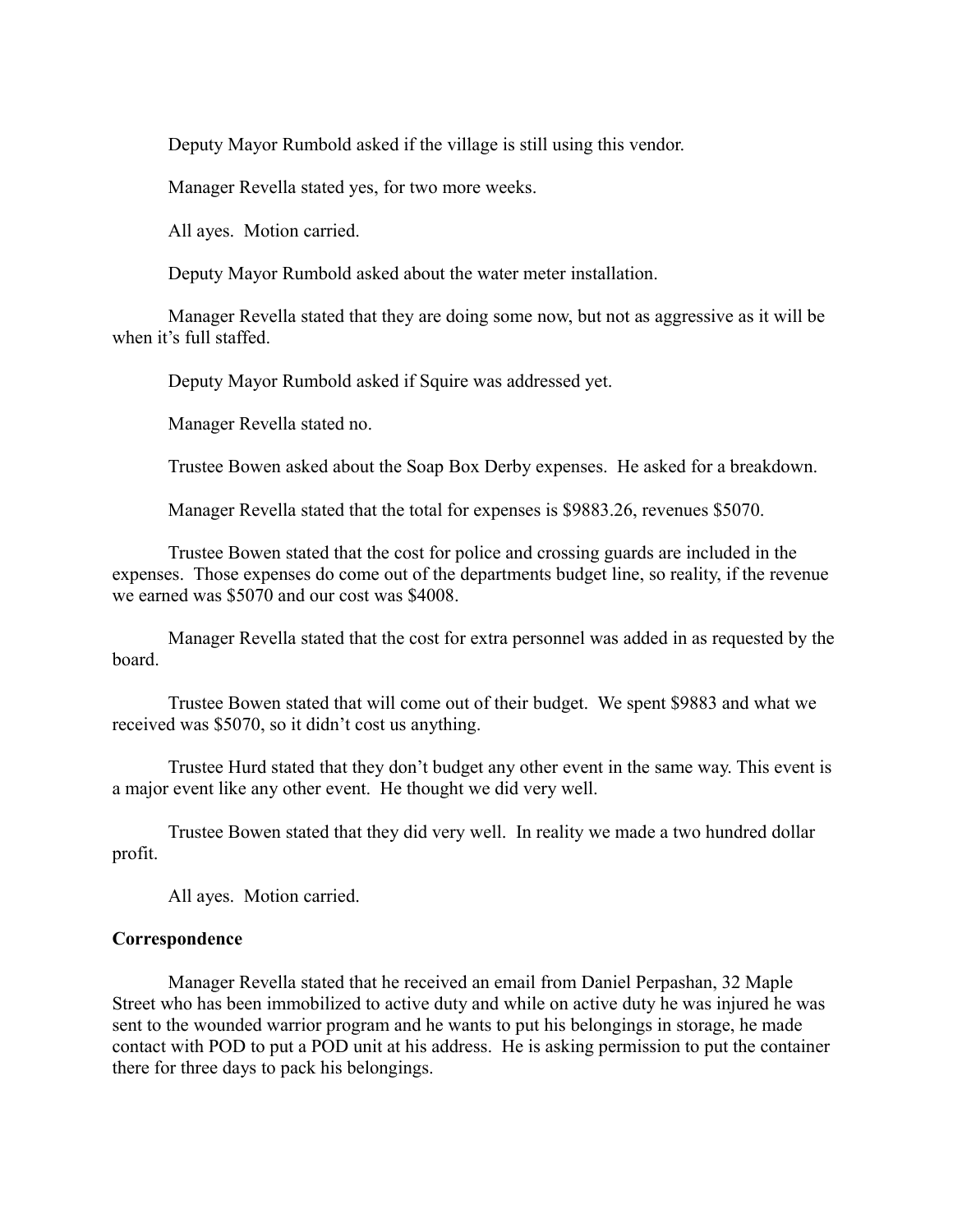Deputy Mayor Rumbold asked if the village is still using this vendor.

Manager Revella stated yes, for two more weeks.

All ayes. Motion carried.

Deputy Mayor Rumbold asked about the water meter installation.

Manager Revella stated that they are doing some now, but not as aggressive as it will be when it's full staffed.

Deputy Mayor Rumbold asked if Squire was addressed yet.

Manager Revella stated no.

Trustee Bowen asked about the Soap Box Derby expenses. He asked for a breakdown.

Manager Revella stated that the total for expenses is $9883.26, revenues $5070.

Trustee Bowen stated that the cost for police and crossing guards are included in the expenses. Those expenses do come out of the departments budget line, so reality, if the revenue we earned was $5070 and our cost was $4008.

Manager Revella stated that the cost for extra personnel was added in as requested by the board.

Trustee Bowen stated that will come out of their budget. We spent $9883 and what we received was $5070, so it didn't cost us anything.

Trustee Hurd stated that they don't budget any other event in the same way. This event is a major event like any other event. He thought we did very well.

Trustee Bowen stated that they did very well. In reality we made a two hundred dollar profit.

All ayes. Motion carried.

**Correspondence**

Manager Revella stated that he received an email from Daniel Perpashan, 32 Maple Street who has been immobilized to active duty and while on active duty he was injured he was sent to the wounded warrior program and he wants to put his belongings in storage, he made contact with POD to put a POD unit at his address. He is asking permission to put the container there for three days to pack his belongings.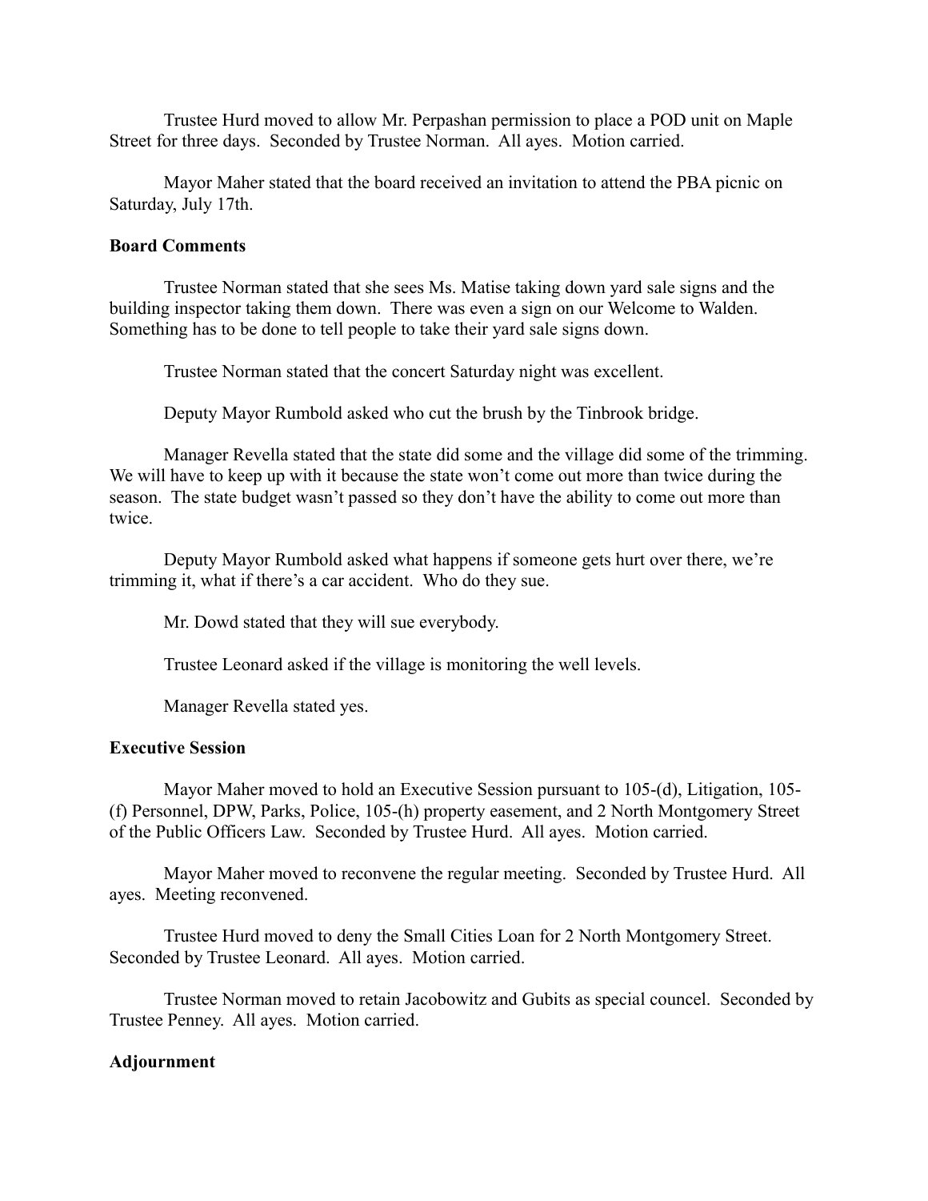Trustee Hurd moved to allow Mr. Perpashan permission to place a POD unit on Maple Street for three days. Seconded by Trustee Norman. All ayes. Motion carried.

Mayor Maher stated that the board received an invitation to attend the PBA picnic on Saturday, July 17th.

**Board Comments**

Trustee Norman stated that she sees Ms. Matise taking down yard sale signs and the building inspector taking them down. There was even a sign on our Welcome to Walden. Something has to be done to tell people to take their yard sale signs down.

Trustee Norman stated that the concert Saturday night was excellent.

Deputy Mayor Rumbold asked who cut the brush by the Tinbrook bridge.

Manager Revella stated that the state did some and the village did some of the trimming. We will have to keep up with it because the state won't come out more than twice during the season. The state budget wasn't passed so they don't have the ability to come out more than twice.

Deputy Mayor Rumbold asked what happens if someone gets hurt over there, we're trimming it, what if there's a car accident. Who do they sue.

Mr. Dowd stated that they will sue everybody.

Trustee Leonard asked if the village is monitoring the well levels.

Manager Revella stated yes.

**Executive Session**

Mayor Maher moved to hold an Executive Session pursuant to 105-(d), Litigation, 105-(f) Personnel, DPW, Parks, Police, 105-(h) property easement, and 2 North Montgomery Street of the Public Officers Law. Seconded by Trustee Hurd. All ayes. Motion carried.

Mayor Maher moved to reconvene the regular meeting. Seconded by Trustee Hurd. All ayes. Meeting reconvened.

Trustee Hurd moved to deny the Small Cities Loan for 2 North Montgomery Street. Seconded by Trustee Leonard. All ayes. Motion carried.

Trustee Norman moved to retain Jacobowitz and Gubits as special councel. Seconded by Trustee Penney. All ayes. Motion carried.

**Adjournment**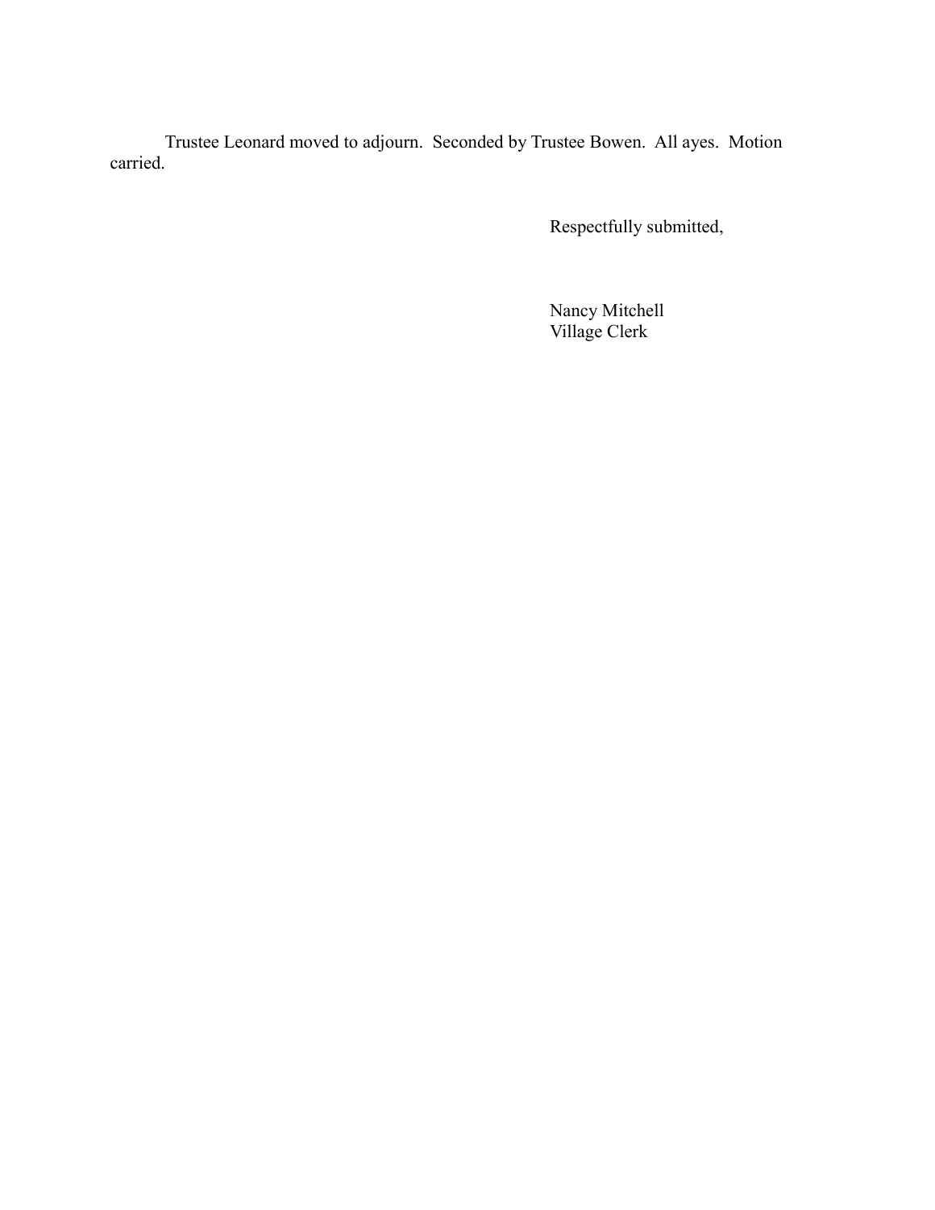Trustee Leonard moved to adjourn. Seconded by Trustee Bowen. All ayes. Motion carried.

Respectfully submitted,

Nancy Mitchell
Village Clerk